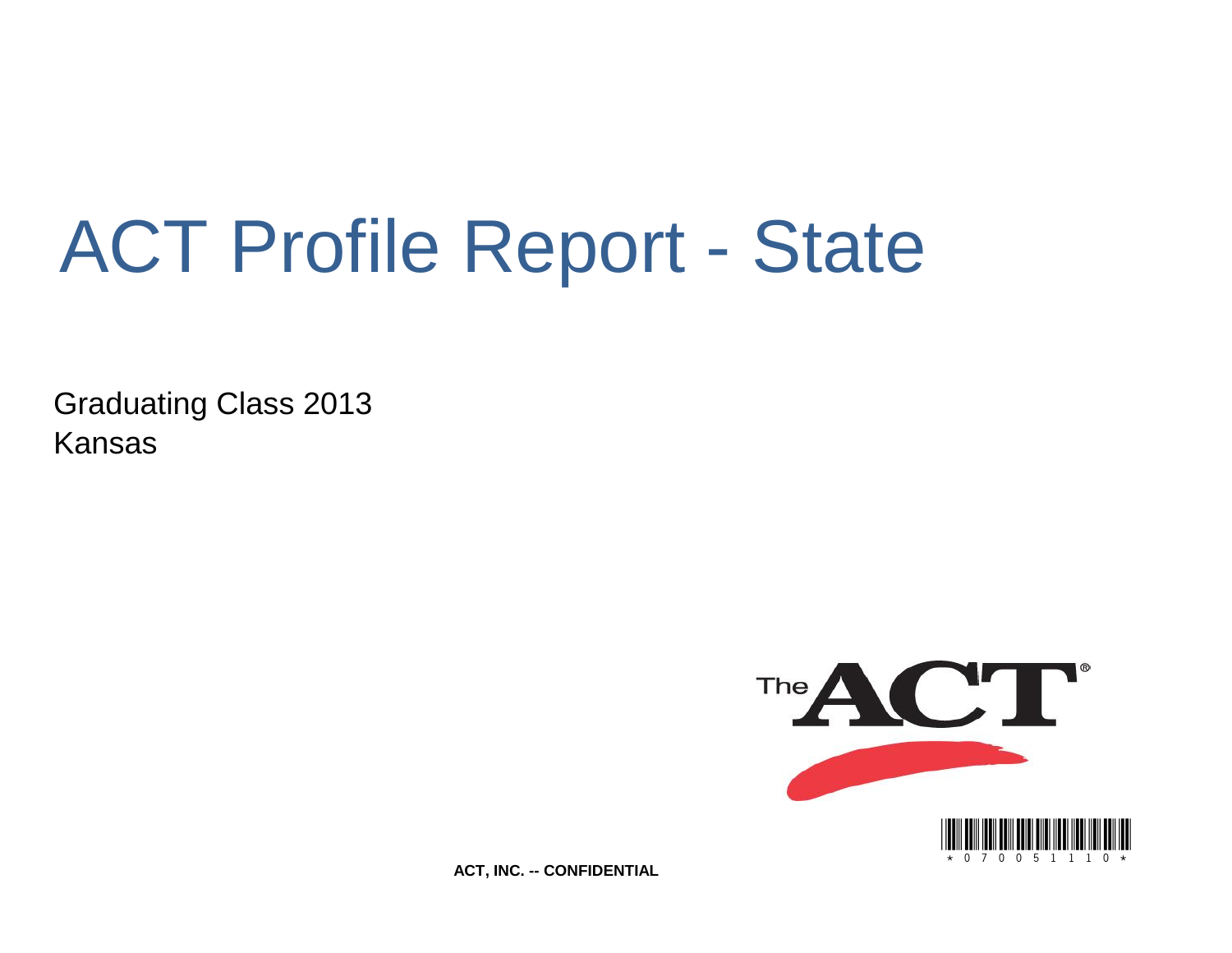# ACT Profile Report - State

Graduating Class 2013
Kansas

ACT, INC. -- CONFIDENTIAL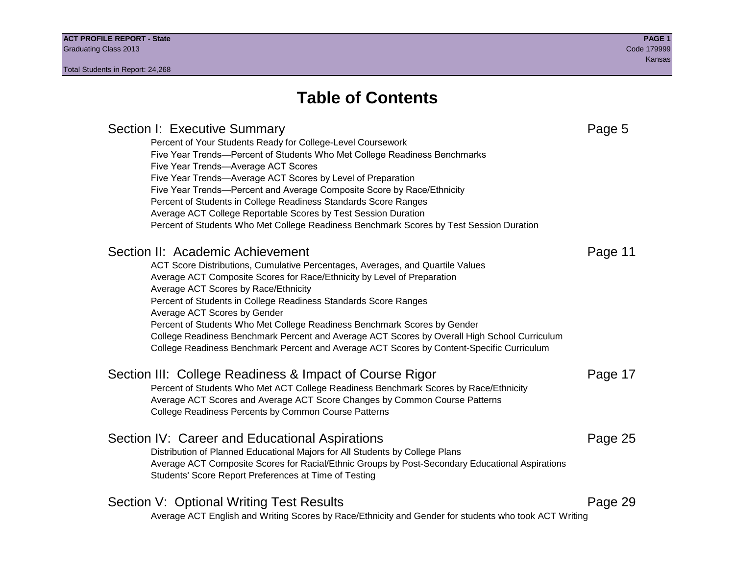# Table of Contents

## Section I: Executive Summary — Page 5

- Percent of Your Students Ready for College-Level Coursework
- Five Year Trends—Percent of Students Who Met College Readiness Benchmarks
- Five Year Trends—Average ACT Scores
- Five Year Trends—Average ACT Scores by Level of Preparation
- Five Year Trends—Percent and Average Composite Score by Race/Ethnicity
- Percent of Students in College Readiness Standards Score Ranges
- Average ACT College Reportable Scores by Test Session Duration
- Percent of Students Who Met College Readiness Benchmark Scores by Test Session Duration

## Section II: Academic Achievement — Page 11

- ACT Score Distributions, Cumulative Percentages, Averages, and Quartile Values
- Average ACT Composite Scores for Race/Ethnicity by Level of Preparation
- Average ACT Scores by Race/Ethnicity
- Percent of Students in College Readiness Standards Score Ranges
- Average ACT Scores by Gender
- Percent of Students Who Met College Readiness Benchmark Scores by Gender
- College Readiness Benchmark Percent and Average ACT Scores by Overall High School Curriculum
- College Readiness Benchmark Percent and Average ACT Scores by Content-Specific Curriculum

## Section III: College Readiness & Impact of Course Rigor — Page 17

- Percent of Students Who Met ACT College Readiness Benchmark Scores by Race/Ethnicity
- Average ACT Scores and Average ACT Score Changes by Common Course Patterns
- College Readiness Percents by Common Course Patterns

## Section IV: Career and Educational Aspirations — Page 25

- Distribution of Planned Educational Majors for All Students by College Plans
- Average ACT Composite Scores for Racial/Ethnic Groups by Post-Secondary Educational Aspirations
- Students' Score Report Preferences at Time of Testing

## Section V: Optional Writing Test Results — Page 29

- Average ACT English and Writing Scores by Race/Ethnicity and Gender for students who took ACT Writing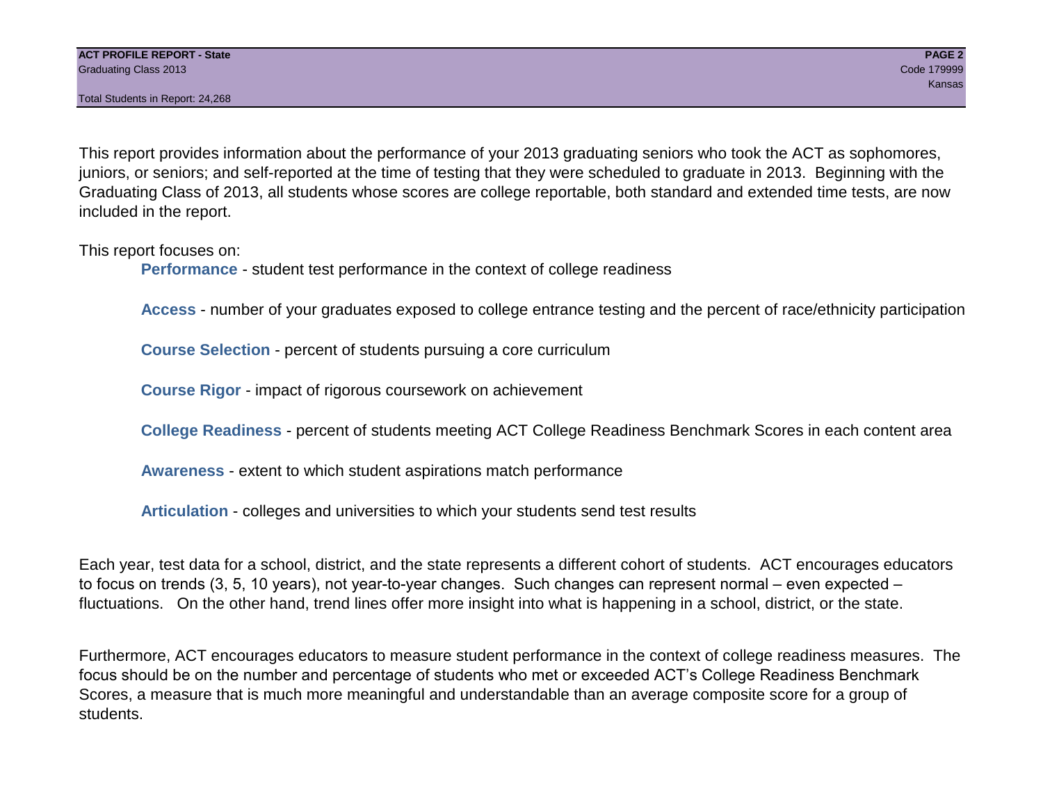This report provides information about the performance of your 2013 graduating seniors who took the ACT as sophomores, juniors, or seniors; and self-reported at the time of testing that they were scheduled to graduate in 2013. Beginning with the Graduating Class of 2013, all students whose scores are college reportable, both standard and extended time tests, are now included in the report.

This report focuses on:

- **Performance** - student test performance in the context of college readiness
- **Access** - number of your graduates exposed to college entrance testing and the percent of race/ethnicity participation
- **Course Selection** - percent of students pursuing a core curriculum
- **Course Rigor** - impact of rigorous coursework on achievement
- **College Readiness** - percent of students meeting ACT College Readiness Benchmark Scores in each content area
- **Awareness** - extent to which student aspirations match performance
- **Articulation** - colleges and universities to which your students send test results

Each year, test data for a school, district, and the state represents a different cohort of students. ACT encourages educators to focus on trends (3, 5, 10 years), not year-to-year changes. Such changes can represent normal – even expected – fluctuations. On the other hand, trend lines offer more insight into what is happening in a school, district, or the state.

Furthermore, ACT encourages educators to measure student performance in the context of college readiness measures. The focus should be on the number and percentage of students who met or exceeded ACT's College Readiness Benchmark Scores, a measure that is much more meaningful and understandable than an average composite score for a group of students.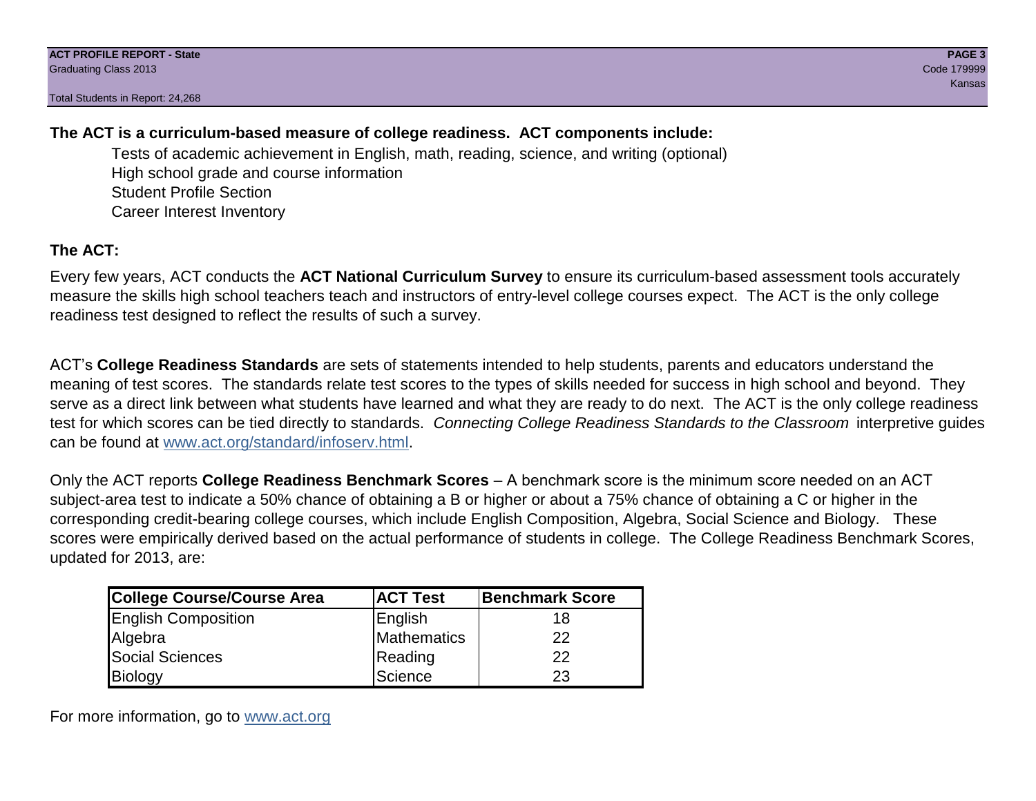**The ACT is a curriculum-based measure of college readiness. ACT components include:**

- Tests of academic achievement in English, math, reading, science, and writing (optional)
- High school grade and course information
- Student Profile Section
- Career Interest Inventory

**The ACT:**

Every few years, ACT conducts the **ACT National Curriculum Survey** to ensure its curriculum-based assessment tools accurately measure the skills high school teachers teach and instructors of entry-level college courses expect. The ACT is the only college readiness test designed to reflect the results of such a survey.

ACT's **College Readiness Standards** are sets of statements intended to help students, parents and educators understand the meaning of test scores. The standards relate test scores to the types of skills needed for success in high school and beyond. They serve as a direct link between what students have learned and what they are ready to do next. The ACT is the only college readiness test for which scores can be tied directly to standards. *Connecting College Readiness Standards to the Classroom* interpretive guides can be found at www.act.org/standard/infoserv.html.

Only the ACT reports **College Readiness Benchmark Scores** – A benchmark score is the minimum score needed on an ACT subject-area test to indicate a 50% chance of obtaining a B or higher or about a 75% chance of obtaining a C or higher in the corresponding credit-bearing college courses, which include English Composition, Algebra, Social Science and Biology. These scores were empirically derived based on the actual performance of students in college. The College Readiness Benchmark Scores, updated for 2013, are:

| College Course/Course Area | ACT Test | Benchmark Score |
|---|---|---|
| English Composition | English | 18 |
| Algebra | Mathematics | 22 |
| Social Sciences | Reading | 22 |
| Biology | Science | 23 |

For more information, go to www.act.org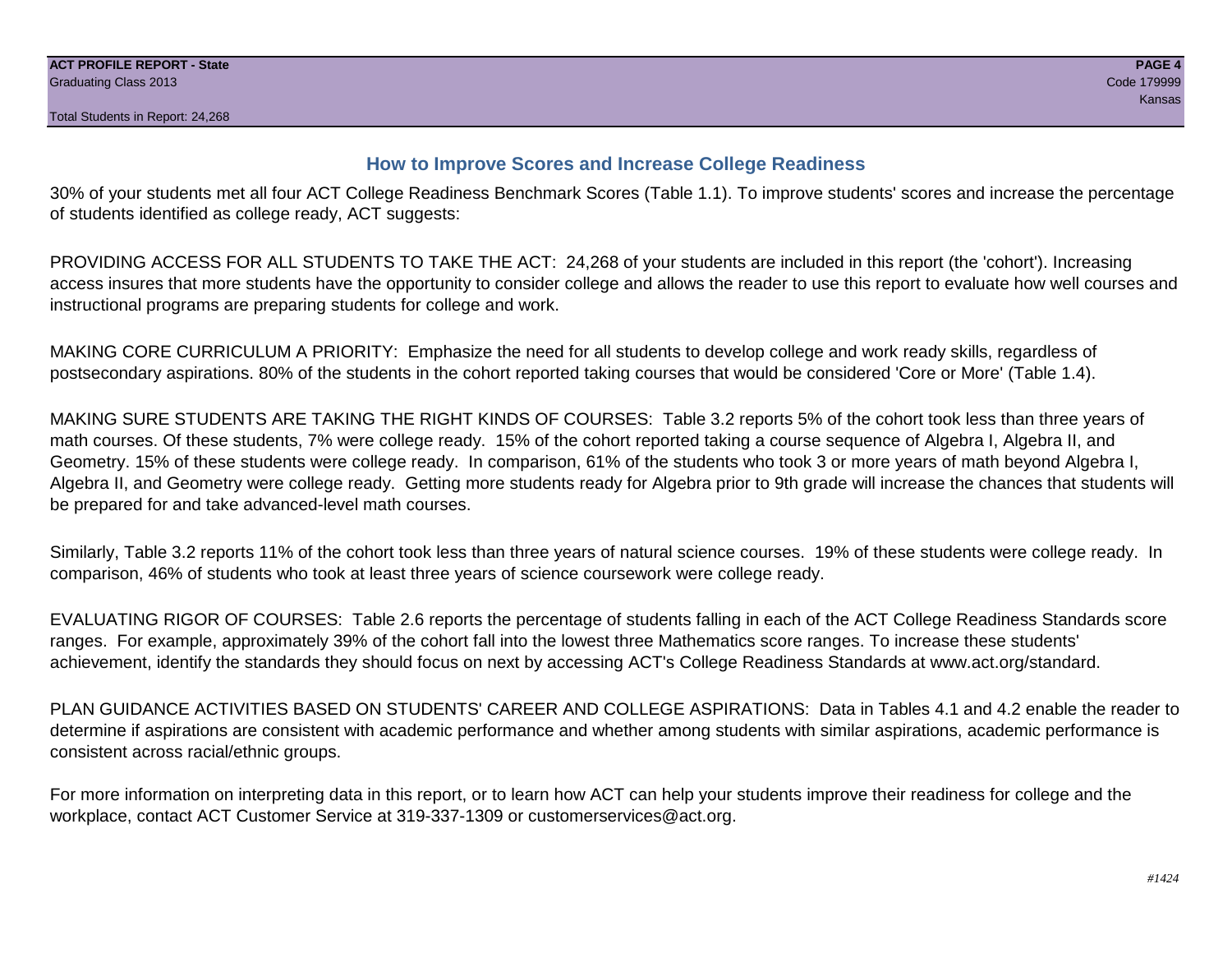## How to Improve Scores and Increase College Readiness

30% of your students met all four ACT College Readiness Benchmark Scores (Table 1.1). To improve students' scores and increase the percentage of students identified as college ready, ACT suggests:

PROVIDING ACCESS FOR ALL STUDENTS TO TAKE THE ACT: 24,268 of your students are included in this report (the 'cohort'). Increasing access insures that more students have the opportunity to consider college and allows the reader to use this report to evaluate how well courses and instructional programs are preparing students for college and work.

MAKING CORE CURRICULUM A PRIORITY: Emphasize the need for all students to develop college and work ready skills, regardless of postsecondary aspirations. 80% of the students in the cohort reported taking courses that would be considered 'Core or More' (Table 1.4).

MAKING SURE STUDENTS ARE TAKING THE RIGHT KINDS OF COURSES: Table 3.2 reports 5% of the cohort took less than three years of math courses. Of these students, 7% were college ready. 15% of the cohort reported taking a course sequence of Algebra I, Algebra II, and Geometry. 15% of these students were college ready. In comparison, 61% of the students who took 3 or more years of math beyond Algebra I, Algebra II, and Geometry were college ready. Getting more students ready for Algebra prior to 9th grade will increase the chances that students will be prepared for and take advanced-level math courses.

Similarly, Table 3.2 reports 11% of the cohort took less than three years of natural science courses. 19% of these students were college ready. In comparison, 46% of students who took at least three years of science coursework were college ready.

EVALUATING RIGOR OF COURSES: Table 2.6 reports the percentage of students falling in each of the ACT College Readiness Standards score ranges. For example, approximately 39% of the cohort fall into the lowest three Mathematics score ranges. To increase these students' achievement, identify the standards they should focus on next by accessing ACT's College Readiness Standards at www.act.org/standard.

PLAN GUIDANCE ACTIVITIES BASED ON STUDENTS' CAREER AND COLLEGE ASPIRATIONS: Data in Tables 4.1 and 4.2 enable the reader to determine if aspirations are consistent with academic performance and whether among students with similar aspirations, academic performance is consistent across racial/ethnic groups.

For more information on interpreting data in this report, or to learn how ACT can help your students improve their readiness for college and the workplace, contact ACT Customer Service at 319-337-1309 or customerservices@act.org.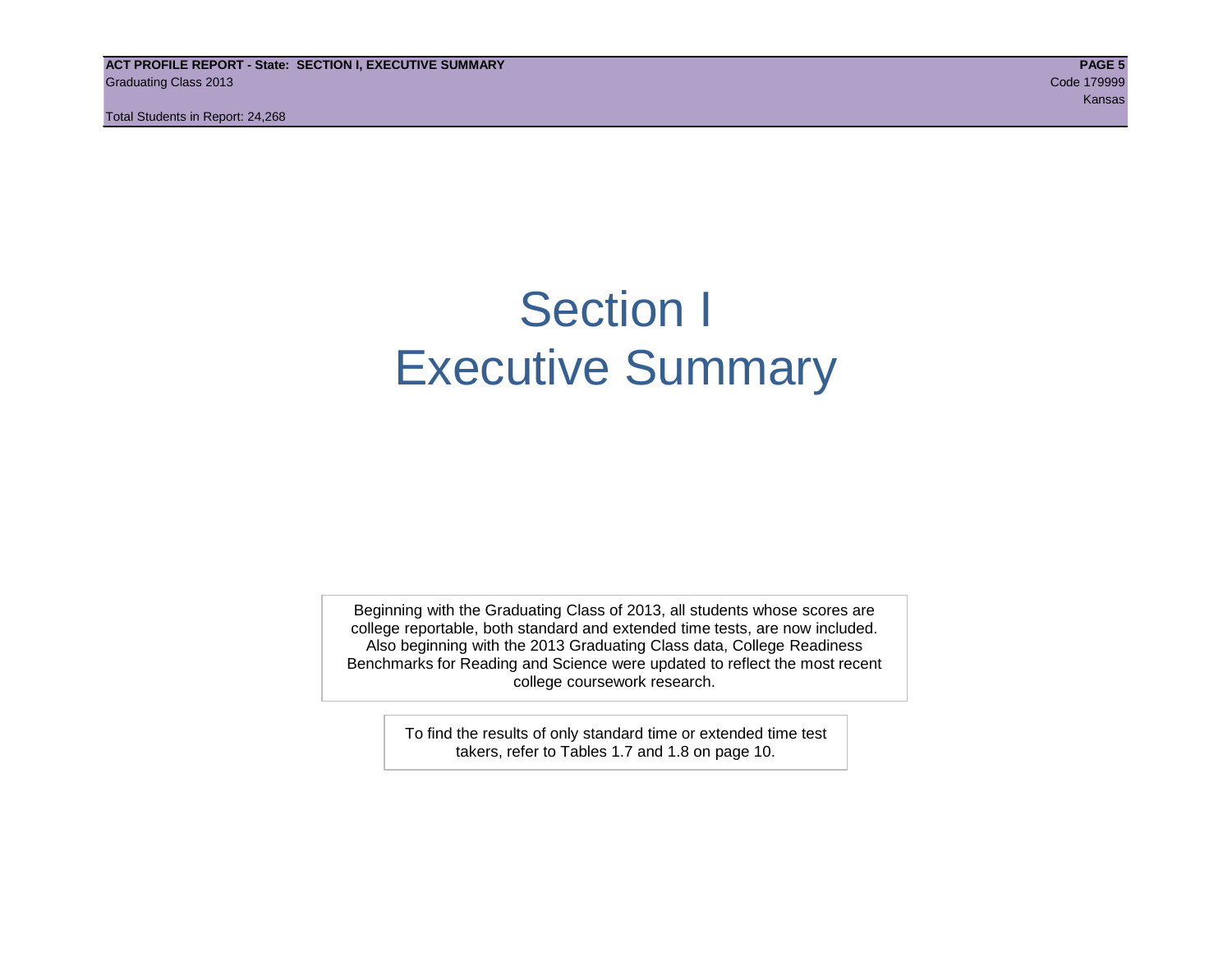# Section I
# Executive Summary

Beginning with the Graduating Class of 2013, all students whose scores are college reportable, both standard and extended time tests, are now included. Also beginning with the 2013 Graduating Class data, College Readiness Benchmarks for Reading and Science were updated to reflect the most recent college coursework research.

To find the results of only standard time or extended time test takers, refer to Tables 1.7 and 1.8 on page 10.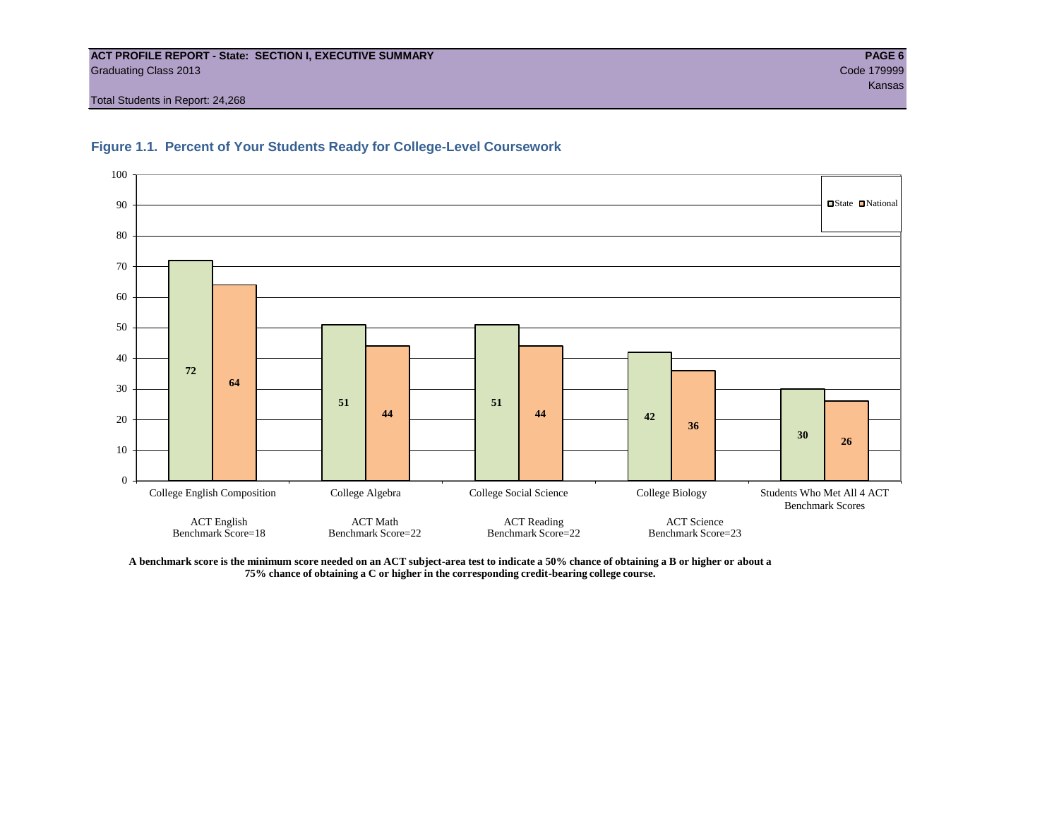**ACT PROFILE REPORT - State: SECTION I, EXECUTIVE SUMMARY**
Graduating Class 2013
Code 179999
Kansas
Total Students in Report: 24,268

### Figure 1.1. Percent of Your Students Ready for College-Level Coursework

| | State | National |
|---|---|---|
| College English Composition (ACT English Benchmark Score=18) | 72 | 64 |
| College Algebra (ACT Math Benchmark Score=22) | 51 | 44 |
| College Social Science (ACT Reading Benchmark Score=22) | 51 | 44 |
| College Biology (ACT Science Benchmark Score=23) | 42 | 36 |
| Students Who Met All 4 ACT Benchmark Scores | 30 | 26 |

**A benchmark score is the minimum score needed on an ACT subject-area test to indicate a 50% chance of obtaining a B or higher or about a 75% chance of obtaining a C or higher in the corresponding credit-bearing college course.**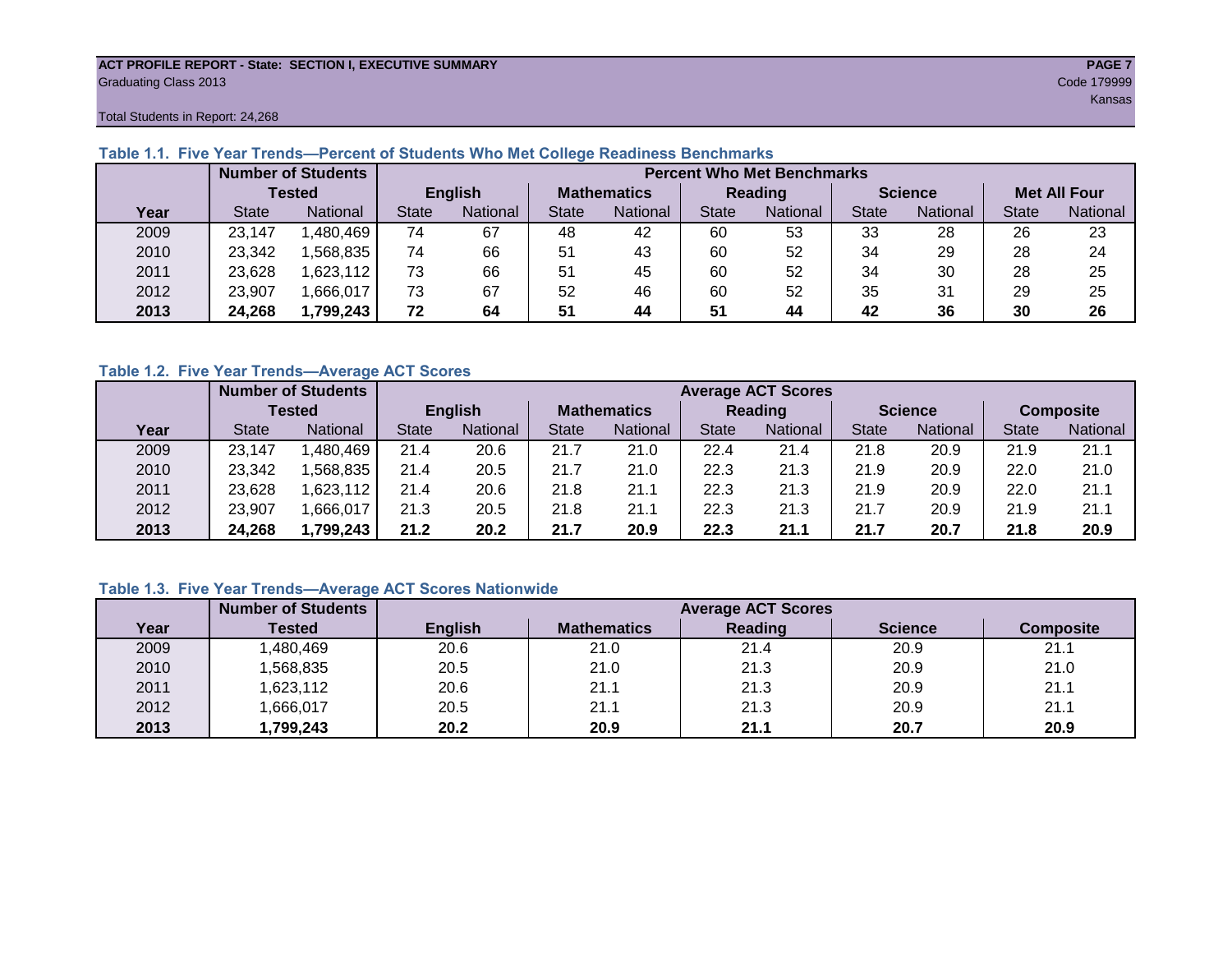**ACT PROFILE REPORT - State: SECTION I, EXECUTIVE SUMMARY**
Graduating Class 2013

Code 179999
Kansas

Total Students in Report: 24,268

### Table 1.1. Five Year Trends—Percent of Students Who Met College Readiness Benchmarks

| | Number of Students Tested | | Percent Who Met Benchmarks | | | | | | | | | |
|---|---|---|---|---|---|---|---|---|---|---|---|---|
| | | | English | | Mathematics | | Reading | | Science | | Met All Four | |
| Year | State | National | State | National | State | National | State | National | State | National | State | National |
| 2009 | 23,147 | 1,480,469 | 74 | 67 | 48 | 42 | 60 | 53 | 33 | 28 | 26 | 23 |
| 2010 | 23,342 | 1,568,835 | 74 | 66 | 51 | 43 | 60 | 52 | 34 | 29 | 28 | 24 |
| 2011 | 23,628 | 1,623,112 | 73 | 66 | 51 | 45 | 60 | 52 | 34 | 30 | 28 | 25 |
| 2012 | 23,907 | 1,666,017 | 73 | 67 | 52 | 46 | 60 | 52 | 35 | 31 | 29 | 25 |
| **2013** | **24,268** | **1,799,243** | **72** | **64** | **51** | **44** | **51** | **44** | **42** | **36** | **30** | **26** |

### Table 1.2. Five Year Trends—Average ACT Scores

| | Number of Students Tested | | Average ACT Scores | | | | | | | | | |
|---|---|---|---|---|---|---|---|---|---|---|---|---|
| | | | English | | Mathematics | | Reading | | Science | | Composite | |
| Year | State | National | State | National | State | National | State | National | State | National | State | National |
| 2009 | 23,147 | 1,480,469 | 21.4 | 20.6 | 21.7 | 21.0 | 22.4 | 21.4 | 21.8 | 20.9 | 21.9 | 21.1 |
| 2010 | 23,342 | 1,568,835 | 21.4 | 20.5 | 21.7 | 21.0 | 22.3 | 21.3 | 21.9 | 20.9 | 22.0 | 21.0 |
| 2011 | 23,628 | 1,623,112 | 21.4 | 20.6 | 21.8 | 21.1 | 22.3 | 21.3 | 21.9 | 20.9 | 22.0 | 21.1 |
| 2012 | 23,907 | 1,666,017 | 21.3 | 20.5 | 21.8 | 21.1 | 22.3 | 21.3 | 21.7 | 20.9 | 21.9 | 21.1 |
| **2013** | **24,268** | **1,799,243** | **21.2** | **20.2** | **21.7** | **20.9** | **22.3** | **21.1** | **21.7** | **20.7** | **21.8** | **20.9** |

### Table 1.3. Five Year Trends—Average ACT Scores Nationwide

| | Number of Students | Average ACT Scores | | | | |
|---|---|---|---|---|---|---|
| Year | Tested | English | Mathematics | Reading | Science | Composite |
| 2009 | 1,480,469 | 20.6 | 21.0 | 21.4 | 20.9 | 21.1 |
| 2010 | 1,568,835 | 20.5 | 21.0 | 21.3 | 20.9 | 21.0 |
| 2011 | 1,623,112 | 20.6 | 21.1 | 21.3 | 20.9 | 21.1 |
| 2012 | 1,666,017 | 20.5 | 21.1 | 21.3 | 20.9 | 21.1 |
| **2013** | **1,799,243** | **20.2** | **20.9** | **21.1** | **20.7** | **20.9** |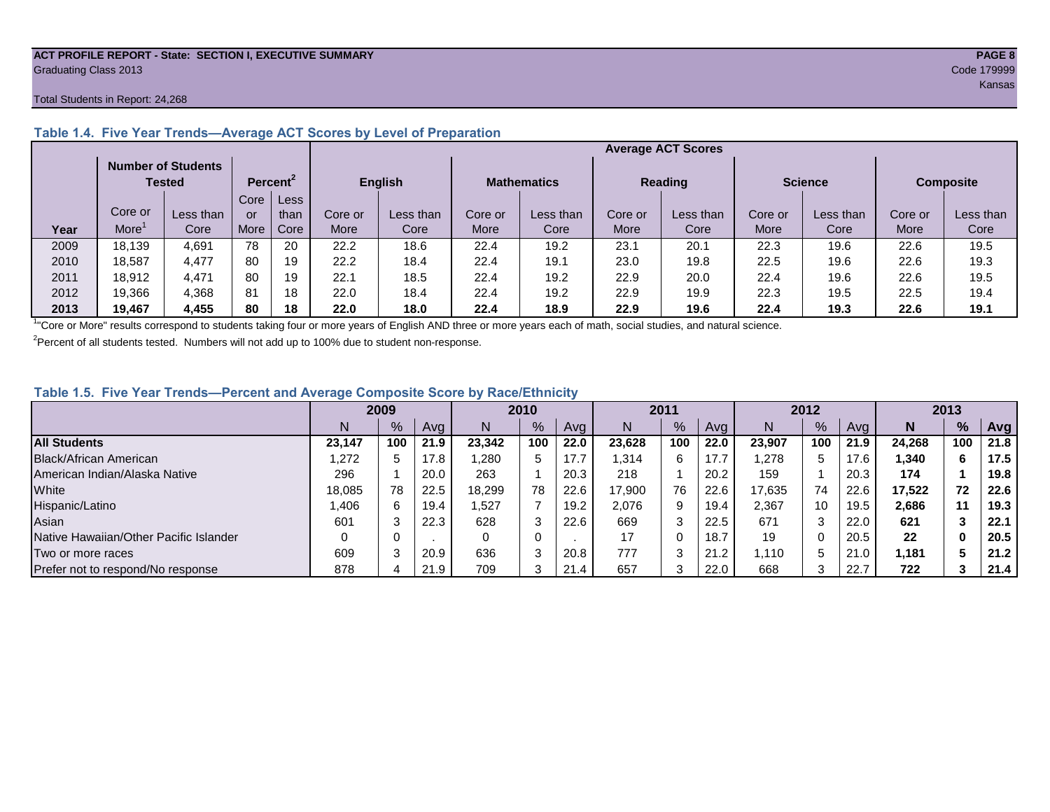ACT PROFILE REPORT - State: SECTION I, EXECUTIVE SUMMARY
Graduating Class 2013
Code 179999
Kansas

Total Students in Report: 24,268

### Table 1.4. Five Year Trends—Average ACT Scores by Level of Preparation

| | Number of Students Tested | | Percent[2] | | Average ACT Scores | | | | | | | | | |
|---|---|---|---|---|---|---|---|---|---|---|---|---|---|---|
| | | | | | English | | Mathematics | | Reading | | Science | | Composite | |
| Year | Core or More[1] | Less than Core | Core or More | Less than Core | Core or More | Less than Core | Core or More | Less than Core | Core or More | Less than Core | Core or More | Less than Core | Core or More | Less than Core |
| 2009 | 18,139 | 4,691 | 78 | 20 | 22.2 | 18.6 | 22.4 | 19.2 | 23.1 | 20.1 | 22.3 | 19.6 | 22.6 | 19.5 |
| 2010 | 18,587 | 4,477 | 80 | 19 | 22.2 | 18.4 | 22.4 | 19.1 | 23.0 | 19.8 | 22.5 | 19.6 | 22.6 | 19.3 |
| 2011 | 18,912 | 4,471 | 80 | 19 | 22.1 | 18.5 | 22.4 | 19.2 | 22.9 | 20.0 | 22.4 | 19.6 | 22.6 | 19.5 |
| 2012 | 19,366 | 4,368 | 81 | 18 | 22.0 | 18.4 | 22.4 | 19.2 | 22.9 | 19.9 | 22.3 | 19.5 | 22.5 | 19.4 |
| **2013** | **19,467** | **4,455** | **80** | **18** | **22.0** | **18.0** | **22.4** | **18.9** | **22.9** | **19.6** | **22.4** | **19.3** | **22.6** | **19.1** |

[1] "Core or More" results correspond to students taking four or more years of English AND three or more years each of math, social studies, and natural science.

[2] Percent of all students tested. Numbers will not add up to 100% due to student non-response.

### Table 1.5. Five Year Trends—Percent and Average Composite Score by Race/Ethnicity

| | 2009 | | | 2010 | | | 2011 | | | 2012 | | | **2013** | | |
|---|---|---|---|---|---|---|---|---|---|---|---|---|---|---|---|
| | N | % | Avg | N | % | Avg | N | % | Avg | N | % | Avg | **N** | **%** | **Avg** |
| **All Students** | **23,147** | **100** | **21.9** | **23,342** | **100** | **22.0** | **23,628** | **100** | **22.0** | **23,907** | **100** | **21.9** | **24,268** | **100** | **21.8** |
| Black/African American | 1,272 | 5 | 17.8 | 1,280 | 5 | 17.7 | 1,314 | 6 | 17.7 | 1,278 | 5 | 17.6 | **1,340** | **6** | **17.5** |
| American Indian/Alaska Native | 296 | 1 | 20.0 | 263 | 1 | 20.3 | 218 | 1 | 20.2 | 159 | 1 | 20.3 | **174** | **1** | **19.8** |
| White | 18,085 | 78 | 22.5 | 18,299 | 78 | 22.6 | 17,900 | 76 | 22.6 | 17,635 | 74 | 22.6 | **17,522** | **72** | **22.6** |
| Hispanic/Latino | 1,406 | 6 | 19.4 | 1,527 | 7 | 19.2 | 2,076 | 9 | 19.4 | 2,367 | 10 | 19.5 | **2,686** | **11** | **19.3** |
| Asian | 601 | 3 | 22.3 | 628 | 3 | 22.6 | 669 | 3 | 22.5 | 671 | 3 | 22.0 | **621** | **3** | **22.1** |
| Native Hawaiian/Other Pacific Islander | 0 | 0 | . | 0 | 0 | . | 17 | 0 | 18.7 | 19 | 0 | 20.5 | **22** | **0** | **20.5** |
| Two or more races | 609 | 3 | 20.9 | 636 | 3 | 20.8 | 777 | 3 | 21.2 | 1,110 | 5 | 21.0 | **1,181** | **5** | **21.2** |
| Prefer not to respond/No response | 878 | 4 | 21.9 | 709 | 3 | 21.4 | 657 | 3 | 22.0 | 668 | 3 | 22.7 | **722** | **3** | **21.4** |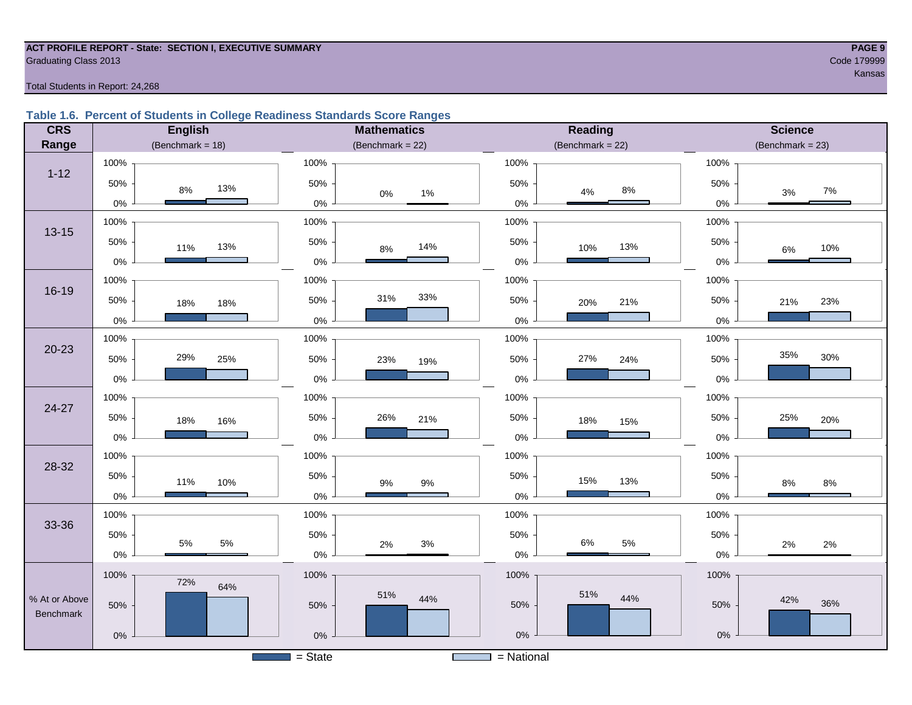ACT PROFILE REPORT - State: SECTION I, EXECUTIVE SUMMARY
Graduating Class 2013
Code 179999
Kansas
Total Students in Report: 24,268

### Table 1.6. Percent of Students in College Readiness Standards Score Ranges

| CRS Range | English (Benchmark = 18) State | English National | Mathematics (Benchmark = 22) State | Mathematics National | Reading (Benchmark = 22) State | Reading National | Science (Benchmark = 23) State | Science National |
|---|---|---|---|---|---|---|---|---|
| 1-12 | 8% | 13% | 0% | 1% | 4% | 8% | 3% | 7% |
| 13-15 | 11% | 13% | 8% | 14% | 10% | 13% | 6% | 10% |
| 16-19 | 18% | 18% | 31% | 33% | 20% | 21% | 21% | 23% |
| 20-23 | 29% | 25% | 23% | 19% | 27% | 24% | 35% | 30% |
| 24-27 | 18% | 16% | 26% | 21% | 18% | 15% | 25% | 20% |
| 28-32 | 11% | 10% | 9% | 9% | 15% | 13% | 8% | 8% |
| 33-36 | 5% | 5% | 2% | 3% | 6% | 5% | 2% | 2% |
| % At or Above Benchmark | 72% | 64% | 51% | 44% | 51% | 44% | 42% | 36% |

■ = State ■ = National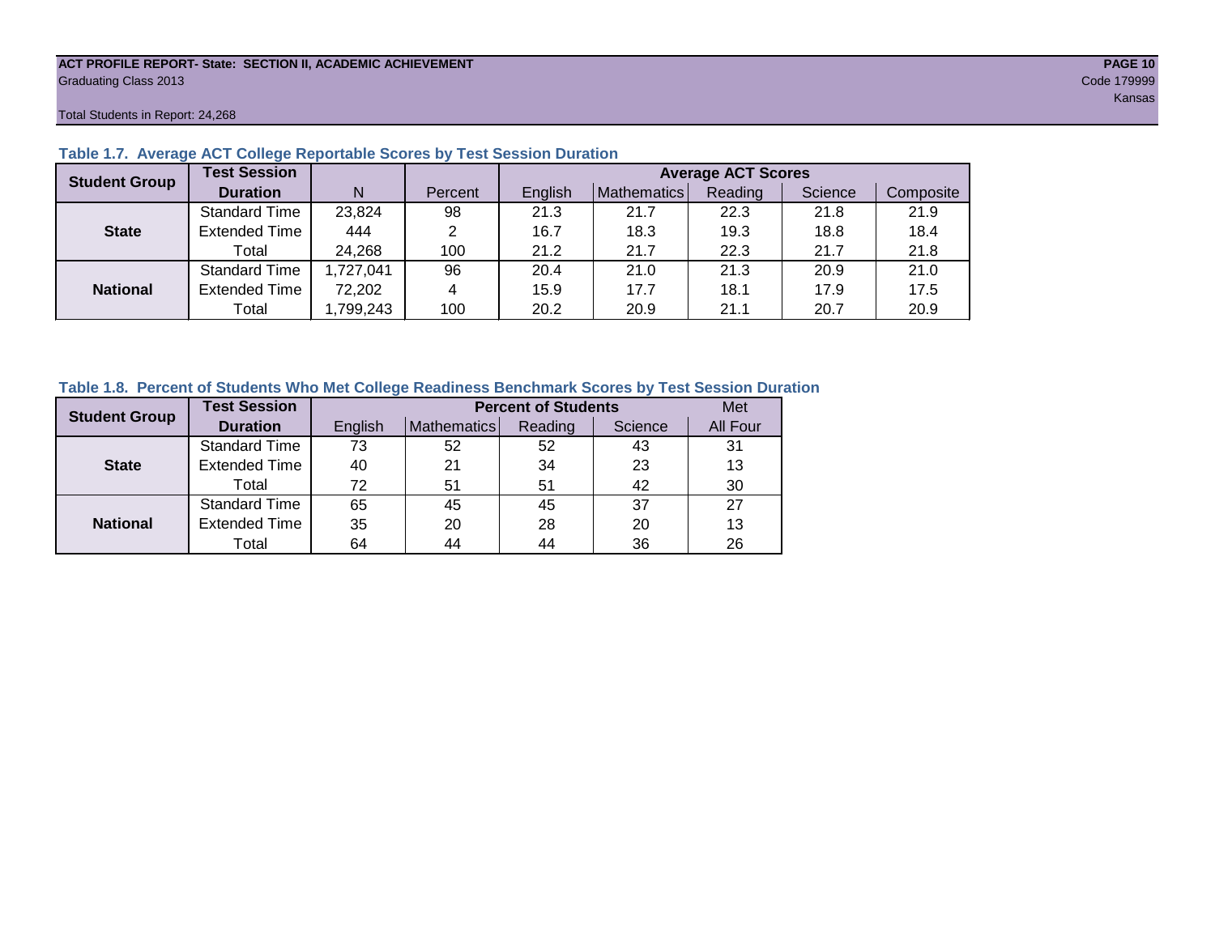## Table 1.7. Average ACT College Reportable Scores by Test Session Duration

| Student Group | Test Session Duration | N | Percent | Average ACT Scores | | | | |
|---|---|---|---|---|---|---|---|---|
| | | | | English | Mathematics | Reading | Science | Composite |
| State | Standard Time | 23,824 | 98 | 21.3 | 21.7 | 22.3 | 21.8 | 21.9 |
| | Extended Time | 444 | 2 | 16.7 | 18.3 | 19.3 | 18.8 | 18.4 |
| | Total | 24,268 | 100 | 21.2 | 21.7 | 22.3 | 21.7 | 21.8 |
| National | Standard Time | 1,727,041 | 96 | 20.4 | 21.0 | 21.3 | 20.9 | 21.0 |
| | Extended Time | 72,202 | 4 | 15.9 | 17.7 | 18.1 | 17.9 | 17.5 |
| | Total | 1,799,243 | 100 | 20.2 | 20.9 | 21.1 | 20.7 | 20.9 |

## Table 1.8. Percent of Students Who Met College Readiness Benchmark Scores by Test Session Duration

| Student Group | Test Session Duration | Percent of Students | | | | Met |
|---|---|---|---|---|---|---|
| | | English | Mathematics | Reading | Science | All Four |
| State | Standard Time | 73 | 52 | 52 | 43 | 31 |
| | Extended Time | 40 | 21 | 34 | 23 | 13 |
| | Total | 72 | 51 | 51 | 42 | 30 |
| National | Standard Time | 65 | 45 | 45 | 37 | 27 |
| | Extended Time | 35 | 20 | 28 | 20 | 13 |
| | Total | 64 | 44 | 44 | 36 | 26 |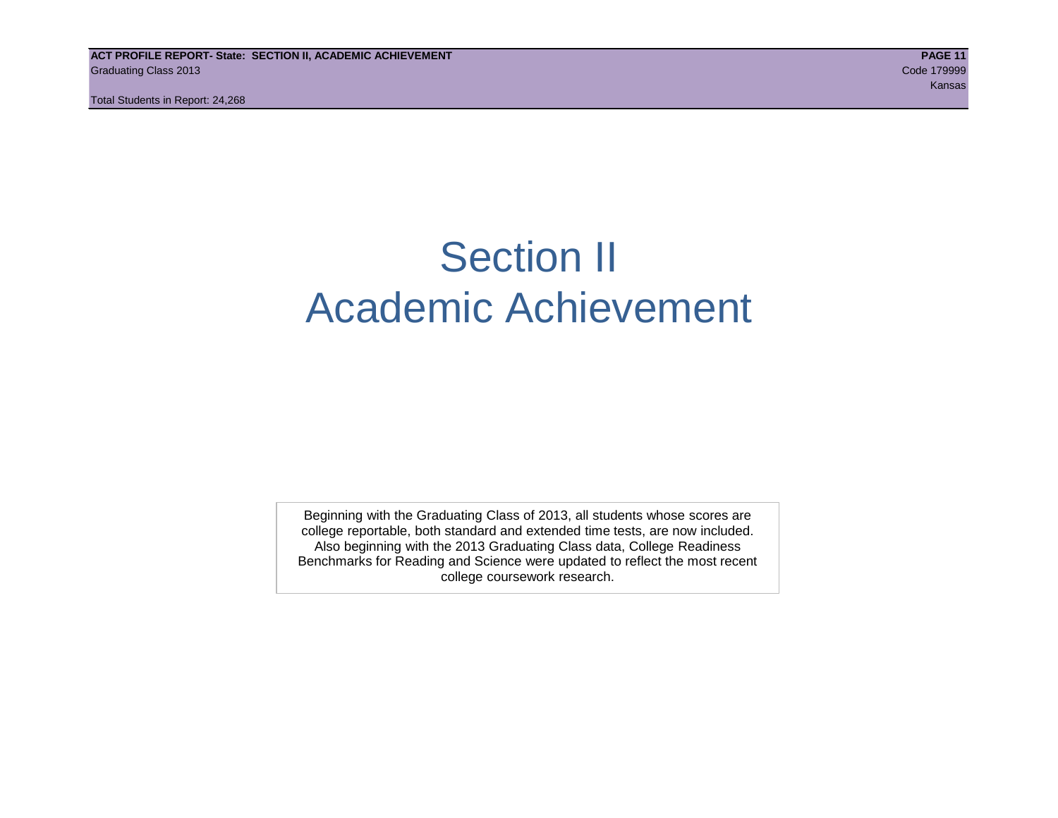# Section II
# Academic Achievement

Beginning with the Graduating Class of 2013, all students whose scores are college reportable, both standard and extended time tests, are now included. Also beginning with the 2013 Graduating Class data, College Readiness Benchmarks for Reading and Science were updated to reflect the most recent college coursework research.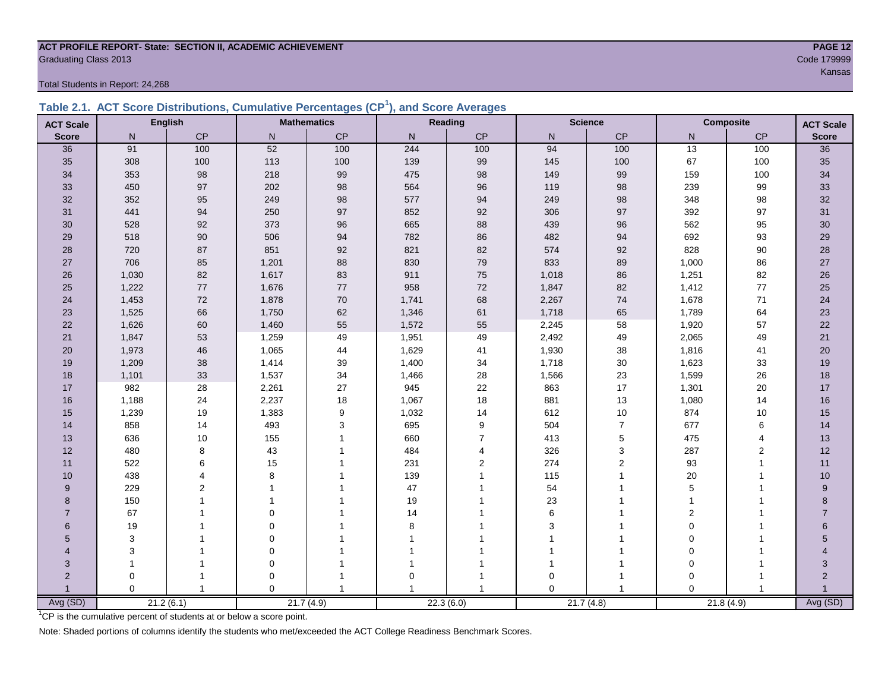**ACT PROFILE REPORT- State: SECTION II, ACADEMIC ACHIEVEMENT**

Graduating Class 2013

Code 179999

Kansas

Total Students in Report: 24,268

## Table 2.1. ACT Score Distributions, Cumulative Percentages (CP[1]), and Score Averages

| ACT Scale Score | English N | English CP | Mathematics N | Mathematics CP | Reading N | Reading CP | Science N | Science CP | Composite N | Composite CP | ACT Scale Score |
|---|---|---|---|---|---|---|---|---|---|---|---|
| 36 | 91 | 100 | 52 | 100 | 244 | 100 | 94 | 100 | 13 | 100 | 36 |
| 35 | 308 | 100 | 113 | 100 | 139 | 99 | 145 | 100 | 67 | 100 | 35 |
| 34 | 353 | 98 | 218 | 99 | 475 | 98 | 149 | 99 | 159 | 100 | 34 |
| 33 | 450 | 97 | 202 | 98 | 564 | 96 | 119 | 98 | 239 | 99 | 33 |
| 32 | 352 | 95 | 249 | 98 | 577 | 94 | 249 | 98 | 348 | 98 | 32 |
| 31 | 441 | 94 | 250 | 97 | 852 | 92 | 306 | 97 | 392 | 97 | 31 |
| 30 | 528 | 92 | 373 | 96 | 665 | 88 | 439 | 96 | 562 | 95 | 30 |
| 29 | 518 | 90 | 506 | 94 | 782 | 86 | 482 | 94 | 692 | 93 | 29 |
| 28 | 720 | 87 | 851 | 92 | 821 | 82 | 574 | 92 | 828 | 90 | 28 |
| 27 | 706 | 85 | 1,201 | 88 | 830 | 79 | 833 | 89 | 1,000 | 86 | 27 |
| 26 | 1,030 | 82 | 1,617 | 83 | 911 | 75 | 1,018 | 86 | 1,251 | 82 | 26 |
| 25 | 1,222 | 77 | 1,676 | 77 | 958 | 72 | 1,847 | 82 | 1,412 | 77 | 25 |
| 24 | 1,453 | 72 | 1,878 | 70 | 1,741 | 68 | 2,267 | 74 | 1,678 | 71 | 24 |
| 23 | 1,525 | 66 | 1,750 | 62 | 1,346 | 61 | 1,718 | 65 | 1,789 | 64 | 23 |
| 22 | 1,626 | 60 | 1,460 | 55 | 1,572 | 55 | 2,245 | 58 | 1,920 | 57 | 22 |
| 21 | 1,847 | 53 | 1,259 | 49 | 1,951 | 49 | 2,492 | 49 | 2,065 | 49 | 21 |
| 20 | 1,973 | 46 | 1,065 | 44 | 1,629 | 41 | 1,930 | 38 | 1,816 | 41 | 20 |
| 19 | 1,209 | 38 | 1,414 | 39 | 1,400 | 34 | 1,718 | 30 | 1,623 | 33 | 19 |
| 18 | 1,101 | 33 | 1,537 | 34 | 1,466 | 28 | 1,566 | 23 | 1,599 | 26 | 18 |
| 17 | 982 | 28 | 2,261 | 27 | 945 | 22 | 863 | 17 | 1,301 | 20 | 17 |
| 16 | 1,188 | 24 | 2,237 | 18 | 1,067 | 18 | 881 | 13 | 1,080 | 14 | 16 |
| 15 | 1,239 | 19 | 1,383 | 9 | 1,032 | 14 | 612 | 10 | 874 | 10 | 15 |
| 14 | 858 | 14 | 493 | 3 | 695 | 9 | 504 | 7 | 677 | 6 | 14 |
| 13 | 636 | 10 | 155 | 1 | 660 | 7 | 413 | 5 | 475 | 4 | 13 |
| 12 | 480 | 8 | 43 | 1 | 484 | 4 | 326 | 3 | 287 | 2 | 12 |
| 11 | 522 | 6 | 15 | 1 | 231 | 2 | 274 | 2 | 93 | 1 | 11 |
| 10 | 438 | 4 | 8 | 1 | 139 | 1 | 115 | 1 | 20 | 1 | 10 |
| 9 | 229 | 2 | 1 | 1 | 47 | 1 | 54 | 1 | 5 | 1 | 9 |
| 8 | 150 | 1 | 1 | 1 | 19 | 1 | 23 | 1 | 1 | 1 | 8 |
| 7 | 67 | 1 | 0 | 1 | 14 | 1 | 6 | 1 | 2 | 1 | 7 |
| 6 | 19 | 1 | 0 | 1 | 8 | 1 | 3 | 1 | 0 | 1 | 6 |
| 5 | 3 | 1 | 0 | 1 | 1 | 1 | 1 | 1 | 0 | 1 | 5 |
| 4 | 3 | 1 | 0 | 1 | 1 | 1 | 1 | 1 | 0 | 1 | 4 |
| 3 | 1 | 1 | 0 | 1 | 1 | 1 | 1 | 1 | 0 | 1 | 3 |
| 2 | 0 | 1 | 0 | 1 | 0 | 1 | 0 | 1 | 0 | 1 | 2 |
| 1 | 0 | 1 | 0 | 1 | 1 | 1 | 0 | 1 | 0 | 1 | 1 |
| Avg (SD) | 21.2 (6.1) | | 21.7 (4.9) | | 22.3 (6.0) | | 21.7 (4.8) | | 21.8 (4.9) | | Avg (SD) |

[1]CP is the cumulative percent of students at or below a score point.

Note: Shaded portions of columns identify the students who met/exceeded the ACT College Readiness Benchmark Scores.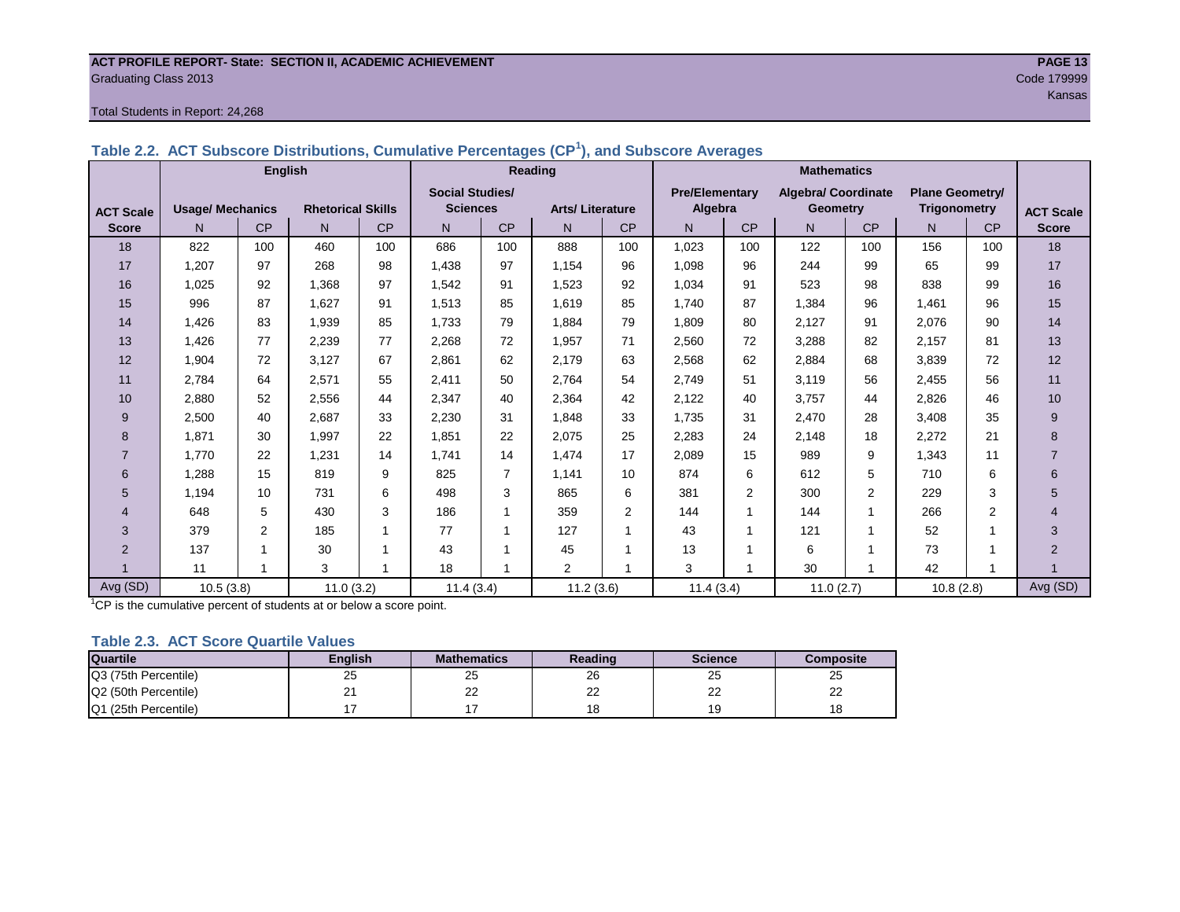**ACT PROFILE REPORT- State: SECTION II, ACADEMIC ACHIEVEMENT**
Graduating Class 2013
Code 179999
Kansas

Total Students in Report: 24,268

### Table 2.2. ACT Subscore Distributions, Cumulative Percentages (CP[1]), and Subscore Averages

| ACT Scale Score | English | | | | Reading | | | | Mathematics | | | | | | ACT Scale Score |
|---|---|---|---|---|---|---|---|---|---|---|---|---|---|---|---|
| | Usage/ Mechanics | | Rhetorical Skills | | Social Studies/ Sciences | | Arts/ Literature | | Pre/Elementary Algebra | | Algebra/ Coordinate Geometry | | Plane Geometry/ Trigonometry | | |
| | N | CP | N | CP | N | CP | N | CP | N | CP | N | CP | N | CP | |
| 18 | 822 | 100 | 460 | 100 | 686 | 100 | 888 | 100 | 1,023 | 100 | 122 | 100 | 156 | 100 | 18 |
| 17 | 1,207 | 97 | 268 | 98 | 1,438 | 97 | 1,154 | 96 | 1,098 | 96 | 244 | 99 | 65 | 99 | 17 |
| 16 | 1,025 | 92 | 1,368 | 97 | 1,542 | 91 | 1,523 | 92 | 1,034 | 91 | 523 | 98 | 838 | 99 | 16 |
| 15 | 996 | 87 | 1,627 | 91 | 1,513 | 85 | 1,619 | 85 | 1,740 | 87 | 1,384 | 96 | 1,461 | 96 | 15 |
| 14 | 1,426 | 83 | 1,939 | 85 | 1,733 | 79 | 1,884 | 79 | 1,809 | 80 | 2,127 | 91 | 2,076 | 90 | 14 |
| 13 | 1,426 | 77 | 2,239 | 77 | 2,268 | 72 | 1,957 | 71 | 2,560 | 72 | 3,288 | 82 | 2,157 | 81 | 13 |
| 12 | 1,904 | 72 | 3,127 | 67 | 2,861 | 62 | 2,179 | 63 | 2,568 | 62 | 2,884 | 68 | 3,839 | 72 | 12 |
| 11 | 2,784 | 64 | 2,571 | 55 | 2,411 | 50 | 2,764 | 54 | 2,749 | 51 | 3,119 | 56 | 2,455 | 56 | 11 |
| 10 | 2,880 | 52 | 2,556 | 44 | 2,347 | 40 | 2,364 | 42 | 2,122 | 40 | 3,757 | 44 | 2,826 | 46 | 10 |
| 9 | 2,500 | 40 | 2,687 | 33 | 2,230 | 31 | 1,848 | 33 | 1,735 | 31 | 2,470 | 28 | 3,408 | 35 | 9 |
| 8 | 1,871 | 30 | 1,997 | 22 | 1,851 | 22 | 2,075 | 25 | 2,283 | 24 | 2,148 | 18 | 2,272 | 21 | 8 |
| 7 | 1,770 | 22 | 1,231 | 14 | 1,741 | 14 | 1,474 | 17 | 2,089 | 15 | 989 | 9 | 1,343 | 11 | 7 |
| 6 | 1,288 | 15 | 819 | 9 | 825 | 7 | 1,141 | 10 | 874 | 6 | 612 | 5 | 710 | 6 | 6 |
| 5 | 1,194 | 10 | 731 | 6 | 498 | 3 | 865 | 6 | 381 | 2 | 300 | 2 | 229 | 3 | 5 |
| 4 | 648 | 5 | 430 | 3 | 186 | 1 | 359 | 2 | 144 | 1 | 144 | 1 | 266 | 2 | 4 |
| 3 | 379 | 2 | 185 | 1 | 77 | 1 | 127 | 1 | 43 | 1 | 121 | 1 | 52 | 1 | 3 |
| 2 | 137 | 1 | 30 | 1 | 43 | 1 | 45 | 1 | 13 | 1 | 6 | 1 | 73 | 1 | 2 |
| 1 | 11 | 1 | 3 | 1 | 18 | 1 | 2 | 1 | 3 | 1 | 30 | 1 | 42 | 1 | 1 |
| Avg (SD) | 10.5 (3.8) | | 11.0 (3.2) | | 11.4 (3.4) | | 11.2 (3.6) | | 11.4 (3.4) | | 11.0 (2.7) | | 10.8 (2.8) | | Avg (SD) |

[1]CP is the cumulative percent of students at or below a score point.

### Table 2.3. ACT Score Quartile Values

| Quartile | English | Mathematics | Reading | Science | Composite |
|---|---|---|---|---|---|
| Q3 (75th Percentile) | 25 | 25 | 26 | 25 | 25 |
| Q2 (50th Percentile) | 21 | 22 | 22 | 22 | 22 |
| Q1 (25th Percentile) | 17 | 17 | 18 | 19 | 18 |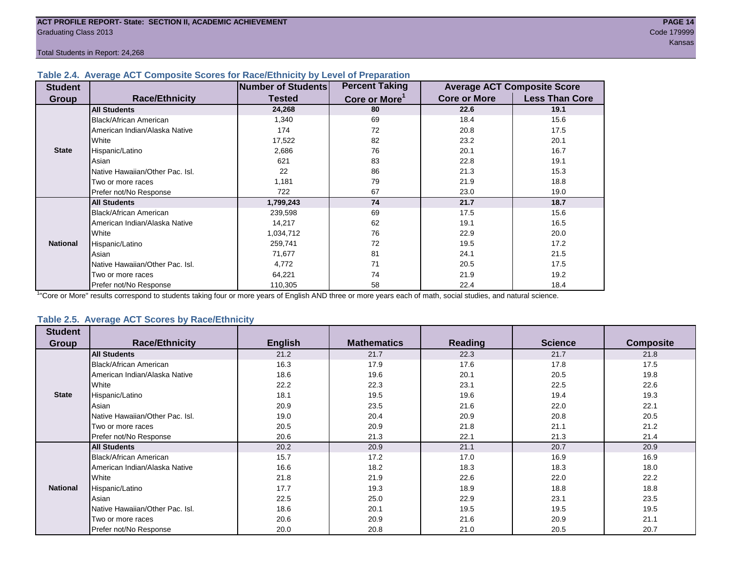ACT PROFILE REPORT- State: SECTION II, ACADEMIC ACHIEVEMENT

Graduating Class 2013

Code 179999

Kansas

Total Students in Report: 24,268

### Table 2.4. Average ACT Composite Scores for Race/Ethnicity by Level of Preparation

| Student Group | Race/Ethnicity | Number of Students Tested | Percent Taking Core or More[1] | Average ACT Composite Score | |
|---|---|---|---|---|---|
| | | | | Core or More | Less Than Core |
| State | **All Students** | **24,268** | **80** | **22.6** | **19.1** |
| | Black/African American | 1,340 | 69 | 18.4 | 15.6 |
| | American Indian/Alaska Native | 174 | 72 | 20.8 | 17.5 |
| | White | 17,522 | 82 | 23.2 | 20.1 |
| | Hispanic/Latino | 2,686 | 76 | 20.1 | 16.7 |
| | Asian | 621 | 83 | 22.8 | 19.1 |
| | Native Hawaiian/Other Pac. Isl. | 22 | 86 | 21.3 | 15.3 |
| | Two or more races | 1,181 | 79 | 21.9 | 18.8 |
| | Prefer not/No Response | 722 | 67 | 23.0 | 19.0 |
| National | **All Students** | **1,799,243** | **74** | **21.7** | **18.7** |
| | Black/African American | 239,598 | 69 | 17.5 | 15.6 |
| | American Indian/Alaska Native | 14,217 | 62 | 19.1 | 16.5 |
| | White | 1,034,712 | 76 | 22.9 | 20.0 |
| | Hispanic/Latino | 259,741 | 72 | 19.5 | 17.2 |
| | Asian | 71,677 | 81 | 24.1 | 21.5 |
| | Native Hawaiian/Other Pac. Isl. | 4,772 | 71 | 20.5 | 17.5 |
| | Two or more races | 64,221 | 74 | 21.9 | 19.2 |
| | Prefer not/No Response | 110,305 | 58 | 22.4 | 18.4 |

[1]"Core or More" results correspond to students taking four or more years of English AND three or more years each of math, social studies, and natural science.

### Table 2.5. Average ACT Scores by Race/Ethnicity

| Student Group | Race/Ethnicity | English | Mathematics | Reading | Science | Composite |
|---|---|---|---|---|---|---|
| State | **All Students** | 21.2 | 21.7 | 22.3 | 21.7 | 21.8 |
| | Black/African American | 16.3 | 17.9 | 17.6 | 17.8 | 17.5 |
| | American Indian/Alaska Native | 18.6 | 19.6 | 20.1 | 20.5 | 19.8 |
| | White | 22.2 | 22.3 | 23.1 | 22.5 | 22.6 |
| | Hispanic/Latino | 18.1 | 19.5 | 19.6 | 19.4 | 19.3 |
| | Asian | 20.9 | 23.5 | 21.6 | 22.0 | 22.1 |
| | Native Hawaiian/Other Pac. Isl. | 19.0 | 20.4 | 20.9 | 20.8 | 20.5 |
| | Two or more races | 20.5 | 20.9 | 21.8 | 21.1 | 21.2 |
| | Prefer not/No Response | 20.6 | 21.3 | 22.1 | 21.3 | 21.4 |
| National | **All Students** | 20.2 | 20.9 | 21.1 | 20.7 | 20.9 |
| | Black/African American | 15.7 | 17.2 | 17.0 | 16.9 | 16.9 |
| | American Indian/Alaska Native | 16.6 | 18.2 | 18.3 | 18.3 | 18.0 |
| | White | 21.8 | 21.9 | 22.6 | 22.0 | 22.2 |
| | Hispanic/Latino | 17.7 | 19.3 | 18.9 | 18.8 | 18.8 |
| | Asian | 22.5 | 25.0 | 22.9 | 23.1 | 23.5 |
| | Native Hawaiian/Other Pac. Isl. | 18.6 | 20.1 | 19.5 | 19.5 | 19.5 |
| | Two or more races | 20.6 | 20.9 | 21.6 | 20.9 | 21.1 |
| | Prefer not/No Response | 20.0 | 20.8 | 21.0 | 20.5 | 20.7 |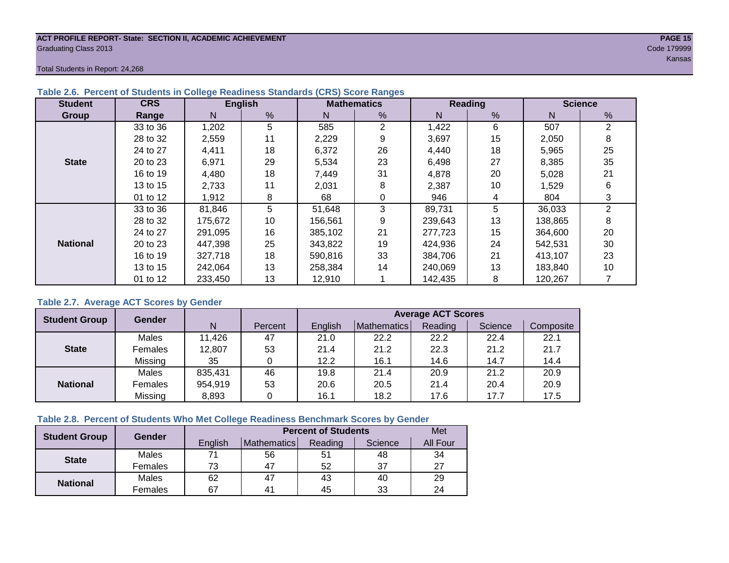**ACT PROFILE REPORT- State: SECTION II, ACADEMIC ACHIEVEMENT**
Graduating Class 2013
Code 179999
Kansas

Total Students in Report: 24,268

### Table 2.6. Percent of Students in College Readiness Standards (CRS) Score Ranges

| Student Group | CRS Range | English | | Mathematics | | Reading | | Science | |
|---|---|---|---|---|---|---|---|---|---|
| | | N | % | N | % | N | % | N | % |
| State | 33 to 36 | 1,202 | 5 | 585 | 2 | 1,422 | 6 | 507 | 2 |
| | 28 to 32 | 2,559 | 11 | 2,229 | 9 | 3,697 | 15 | 2,050 | 8 |
| | 24 to 27 | 4,411 | 18 | 6,372 | 26 | 4,440 | 18 | 5,965 | 25 |
| | 20 to 23 | 6,971 | 29 | 5,534 | 23 | 6,498 | 27 | 8,385 | 35 |
| | 16 to 19 | 4,480 | 18 | 7,449 | 31 | 4,878 | 20 | 5,028 | 21 |
| | 13 to 15 | 2,733 | 11 | 2,031 | 8 | 2,387 | 10 | 1,529 | 6 |
| | 01 to 12 | 1,912 | 8 | 68 | 0 | 946 | 4 | 804 | 3 |
| National | 33 to 36 | 81,846 | 5 | 51,648 | 3 | 89,731 | 5 | 36,033 | 2 |
| | 28 to 32 | 175,672 | 10 | 156,561 | 9 | 239,643 | 13 | 138,865 | 8 |
| | 24 to 27 | 291,095 | 16 | 385,102 | 21 | 277,723 | 15 | 364,600 | 20 |
| | 20 to 23 | 447,398 | 25 | 343,822 | 19 | 424,936 | 24 | 542,531 | 30 |
| | 16 to 19 | 327,718 | 18 | 590,816 | 33 | 384,706 | 21 | 413,107 | 23 |
| | 13 to 15 | 242,064 | 13 | 258,384 | 14 | 240,069 | 13 | 183,840 | 10 |
| | 01 to 12 | 233,450 | 13 | 12,910 | 1 | 142,435 | 8 | 120,267 | 7 |

### Table 2.7. Average ACT Scores by Gender

| Student Group | Gender | N | Percent | Average ACT Scores | | | | |
|---|---|---|---|---|---|---|---|---|
| | | | | English | Mathematics | Reading | Science | Composite |
| State | Males | 11,426 | 47 | 21.0 | 22.2 | 22.2 | 22.4 | 22.1 |
| | Females | 12,807 | 53 | 21.4 | 21.2 | 22.3 | 21.2 | 21.7 |
| | Missing | 35 | 0 | 12.2 | 16.1 | 14.6 | 14.7 | 14.4 |
| National | Males | 835,431 | 46 | 19.8 | 21.4 | 20.9 | 21.2 | 20.9 |
| | Females | 954,919 | 53 | 20.6 | 20.5 | 21.4 | 20.4 | 20.9 |
| | Missing | 8,893 | 0 | 16.1 | 18.2 | 17.6 | 17.7 | 17.5 |

### Table 2.8. Percent of Students Who Met College Readiness Benchmark Scores by Gender

| Student Group | Gender | Percent of Students | | | | Met |
|---|---|---|---|---|---|---|
| | | English | Mathematics | Reading | Science | All Four |
| State | Males | 71 | 56 | 51 | 48 | 34 |
| | Females | 73 | 47 | 52 | 37 | 27 |
| National | Males | 62 | 47 | 43 | 40 | 29 |
| | Females | 67 | 41 | 45 | 33 | 24 |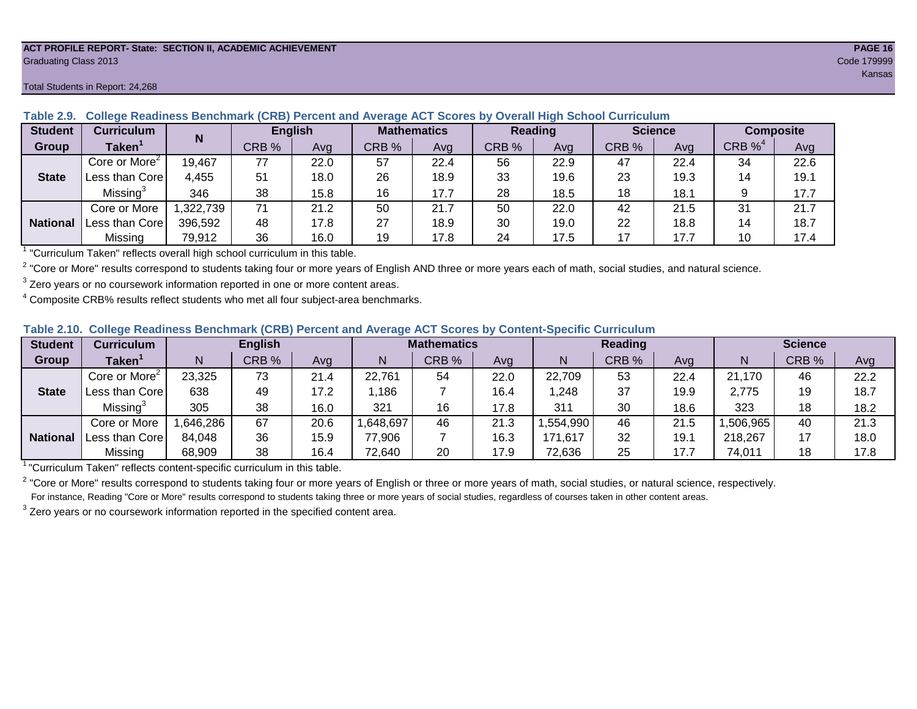ACT PROFILE REPORT- State: SECTION II, ACADEMIC ACHIEVEMENT

Graduating Class 2013

Code 179999

Kansas

Total Students in Report: 24,268

### Table 2.9. College Readiness Benchmark (CRB) Percent and Average ACT Scores by Overall High School Curriculum

| Student Group | Curriculum Taken[1] | N | English | | Mathematics | | Reading | | Science | | Composite | |
|---|---|---|---|---|---|---|---|---|---|---|---|---|
| | | | CRB % | Avg | CRB % | Avg | CRB % | Avg | CRB % | Avg | CRB %[4] | Avg |
| State | Core or More[2] | 19,467 | 77 | 22.0 | 57 | 22.4 | 56 | 22.9 | 47 | 22.4 | 34 | 22.6 |
| | Less than Core | 4,455 | 51 | 18.0 | 26 | 18.9 | 33 | 19.6 | 23 | 19.3 | 14 | 19.1 |
| | Missing[3] | 346 | 38 | 15.8 | 16 | 17.7 | 28 | 18.5 | 18 | 18.1 | 9 | 17.7 |
| National | Core or More | 1,322,739 | 71 | 21.2 | 50 | 21.7 | 50 | 22.0 | 42 | 21.5 | 31 | 21.7 |
| | Less than Core | 396,592 | 48 | 17.8 | 27 | 18.9 | 30 | 19.0 | 22 | 18.8 | 14 | 18.7 |
| | Missing | 79,912 | 36 | 16.0 | 19 | 17.8 | 24 | 17.5 | 17 | 17.7 | 10 | 17.4 |

[1] "Curriculum Taken" reflects overall high school curriculum in this table.

[2] "Core or More" results correspond to students taking four or more years of English AND three or more years each of math, social studies, and natural science.

[3] Zero years or no coursework information reported in one or more content areas.

[4] Composite CRB% results reflect students who met all four subject-area benchmarks.

### Table 2.10. College Readiness Benchmark (CRB) Percent and Average ACT Scores by Content-Specific Curriculum

| Student Group | Curriculum Taken[1] | English | | | Mathematics | | | Reading | | | Science | | |
|---|---|---|---|---|---|---|---|---|---|---|---|---|---|
| | | N | CRB % | Avg | N | CRB % | Avg | N | CRB % | Avg | N | CRB % | Avg |
| State | Core or More[2] | 23,325 | 73 | 21.4 | 22,761 | 54 | 22.0 | 22,709 | 53 | 22.4 | 21,170 | 46 | 22.2 |
| | Less than Core | 638 | 49 | 17.2 | 1,186 | 7 | 16.4 | 1,248 | 37 | 19.9 | 2,775 | 19 | 18.7 |
| | Missing[3] | 305 | 38 | 16.0 | 321 | 16 | 17.8 | 311 | 30 | 18.6 | 323 | 18 | 18.2 |
| National | Core or More | 1,646,286 | 67 | 20.6 | 1,648,697 | 46 | 21.3 | 1,554,990 | 46 | 21.5 | 1,506,965 | 40 | 21.3 |
| | Less than Core | 84,048 | 36 | 15.9 | 77,906 | 7 | 16.3 | 171,617 | 32 | 19.1 | 218,267 | 17 | 18.0 |
| | Missing | 68,909 | 38 | 16.4 | 72,640 | 20 | 17.9 | 72,636 | 25 | 17.7 | 74,011 | 18 | 17.8 |

[1] "Curriculum Taken" reflects content-specific curriculum in this table.

[2] "Core or More" results correspond to students taking four or more years of English or three or more years of math, social studies, or natural science, respectively.
For instance, Reading "Core or More" results correspond to students taking three or more years of social studies, regardless of courses taken in other content areas.

[3] Zero years or no coursework information reported in the specified content area.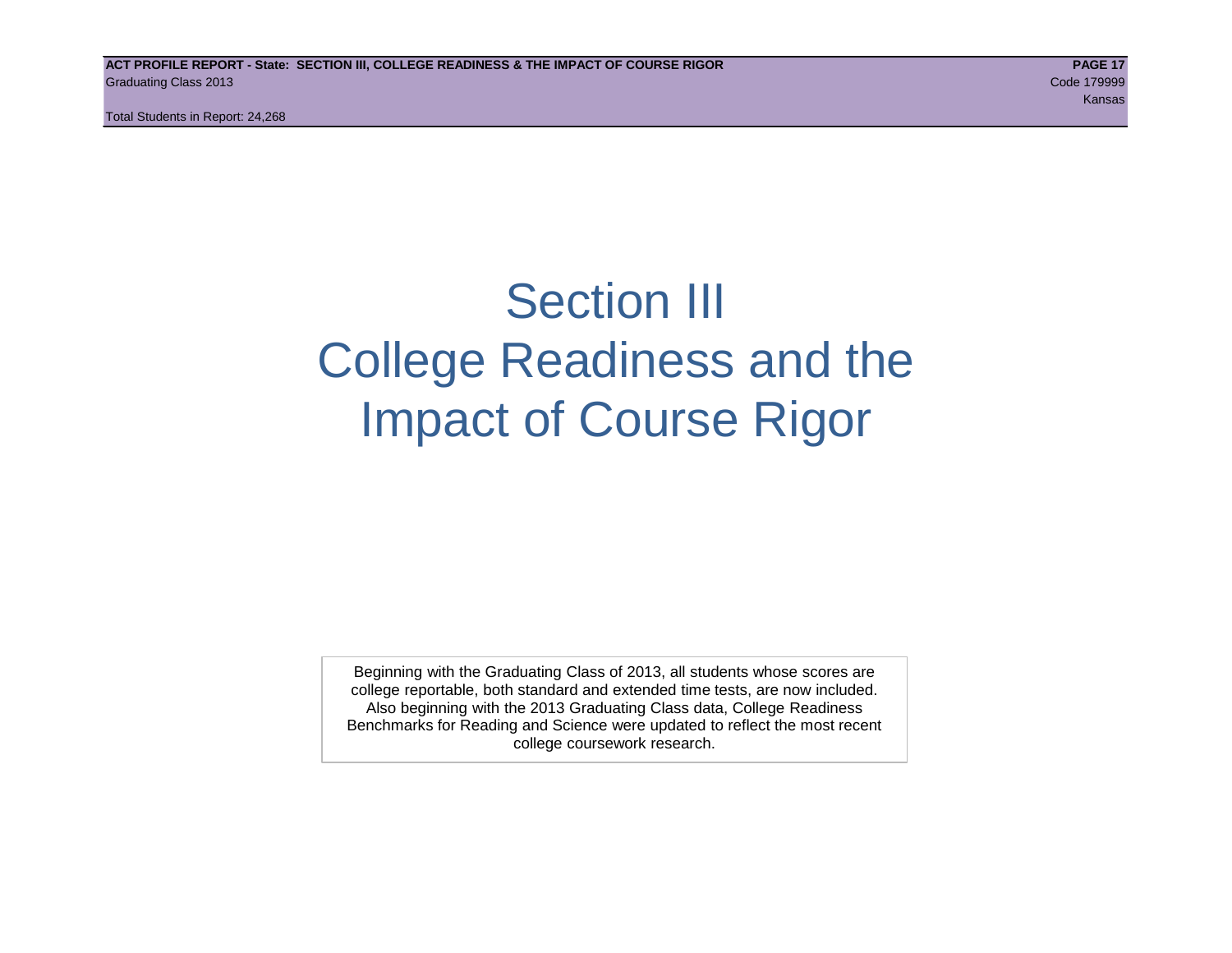# Section III
# College Readiness and the Impact of Course Rigor

Beginning with the Graduating Class of 2013, all students whose scores are college reportable, both standard and extended time tests, are now included. Also beginning with the 2013 Graduating Class data, College Readiness Benchmarks for Reading and Science were updated to reflect the most recent college coursework research.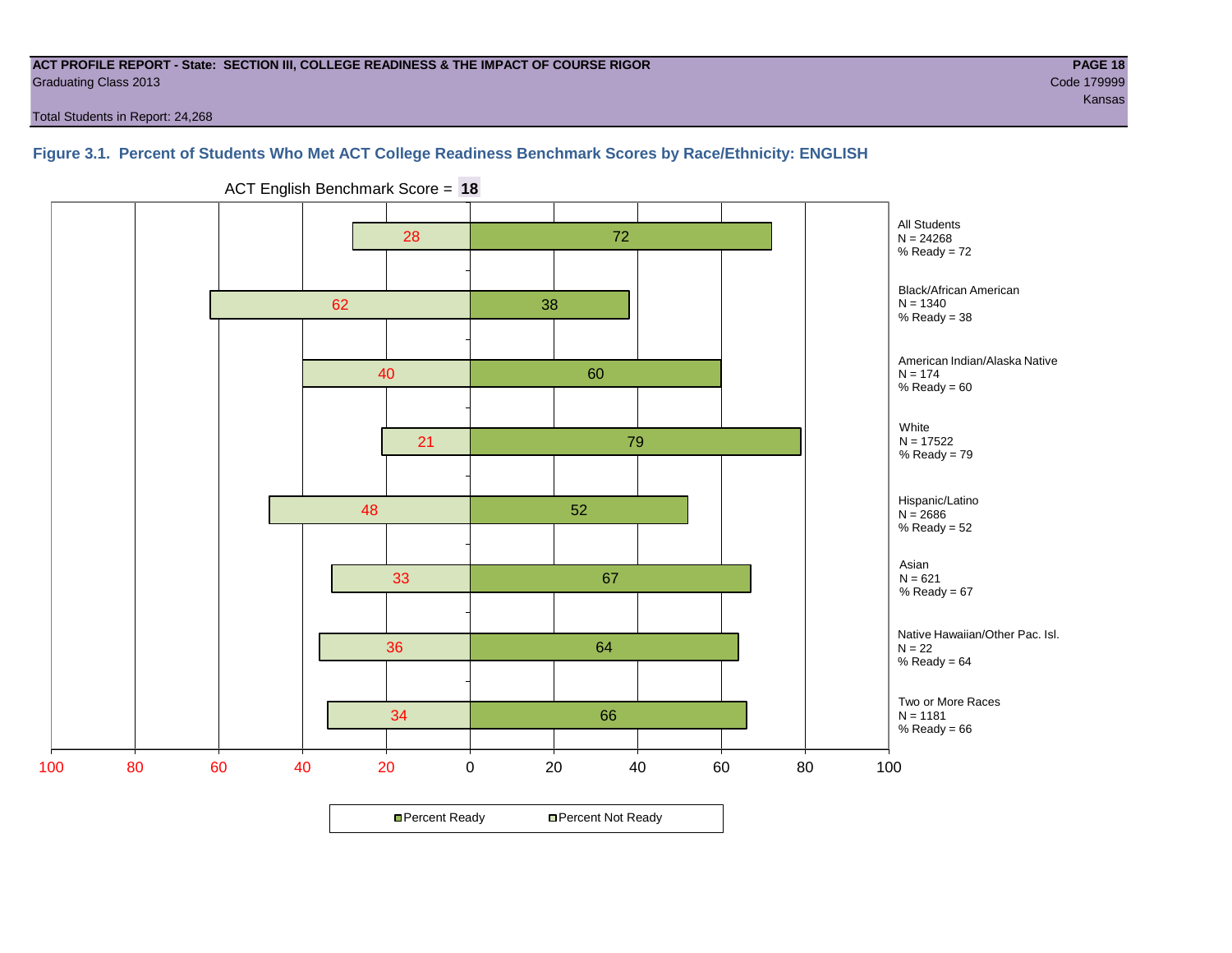**ACT PROFILE REPORT - State: SECTION III, COLLEGE READINESS & THE IMPACT OF COURSE RIGOR**
Graduating Class 2013

Code 179999
Kansas

Total Students in Report: 24,268

### Figure 3.1. Percent of Students Who Met ACT College Readiness Benchmark Scores by Race/Ethnicity: ENGLISH

ACT English Benchmark Score = **18**

| Group | N | Percent Not Ready | Percent Ready |
|---|---|---|---|
| All Students | 24268 | 28 | 72 |
| Black/African American | 1340 | 62 | 38 |
| American Indian/Alaska Native | 174 | 40 | 60 |
| White | 17522 | 21 | 79 |
| Hispanic/Latino | 2686 | 48 | 52 |
| Asian | 621 | 33 | 67 |
| Native Hawaiian/Other Pac. Isl. | 22 | 36 | 64 |
| Two or More Races | 1181 | 34 | 66 |

All Students
N = 24268
% Ready = 72

Black/African American
N = 1340
% Ready = 38

American Indian/Alaska Native
N = 174
% Ready = 60

White
N = 17522
% Ready = 79

Hispanic/Latino
N = 2686
% Ready = 52

Asian
N = 621
% Ready = 67

Native Hawaiian/Other Pac. Isl.
N = 22
% Ready = 64

Two or More Races
N = 1181
% Ready = 66

■Percent Ready □Percent Not Ready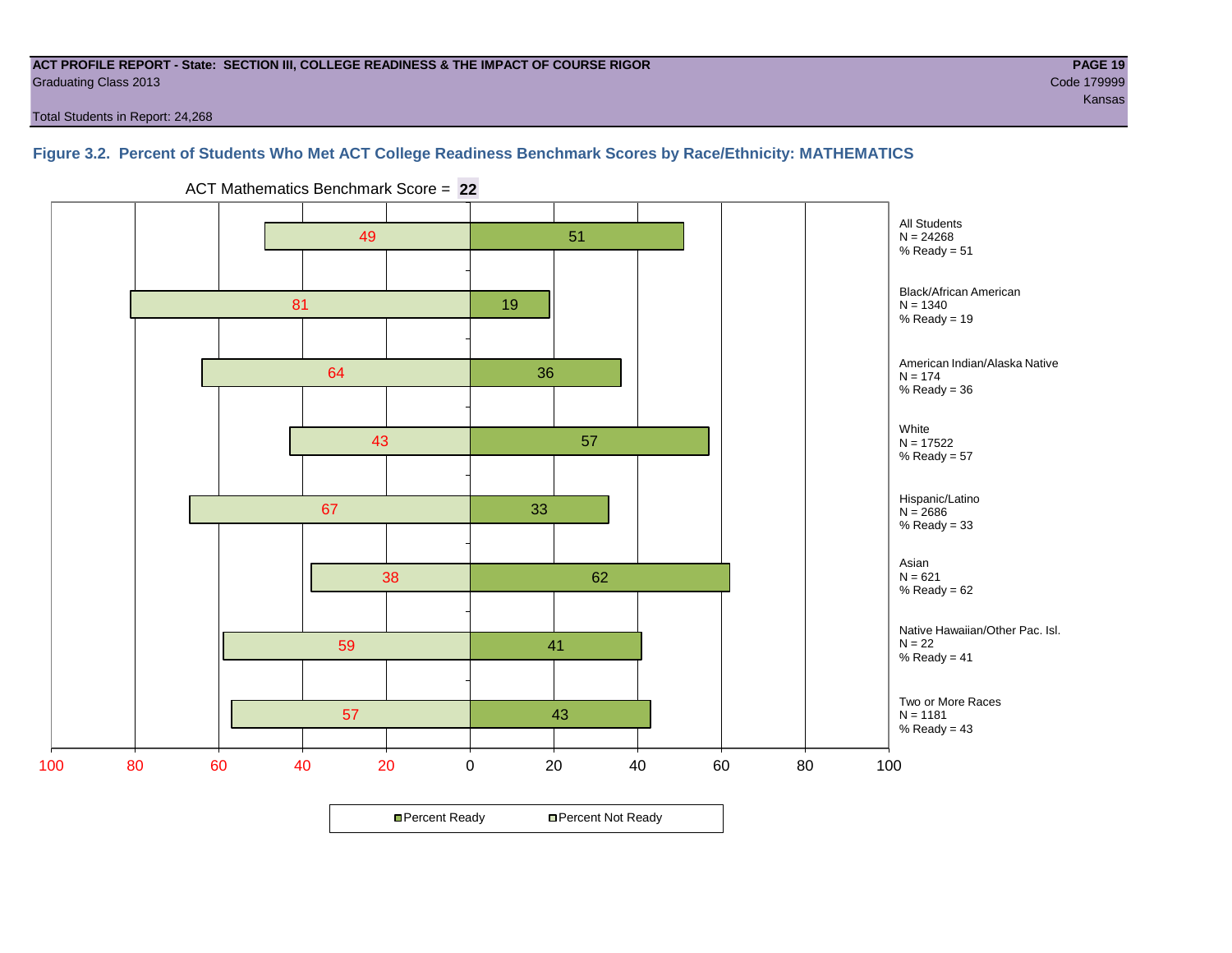**ACT PROFILE REPORT - State: SECTION III, COLLEGE READINESS & THE IMPACT OF COURSE RIGOR**
Graduating Class 2013
Code 179999
Kansas

Total Students in Report: 24,268

### Figure 3.2. Percent of Students Who Met ACT College Readiness Benchmark Scores by Race/Ethnicity: MATHEMATICS

ACT Mathematics Benchmark Score = **22**

| Group | N | Percent Not Ready | Percent Ready |
|---|---|---|---|
| All Students | 24268 | 49 | 51 |
| Black/African American | 1340 | 81 | 19 |
| American Indian/Alaska Native | 174 | 64 | 36 |
| White | 17522 | 43 | 57 |
| Hispanic/Latino | 2686 | 67 | 33 |
| Asian | 621 | 38 | 62 |
| Native Hawaiian/Other Pac. Isl. | 22 | 59 | 41 |
| Two or More Races | 1181 | 57 | 43 |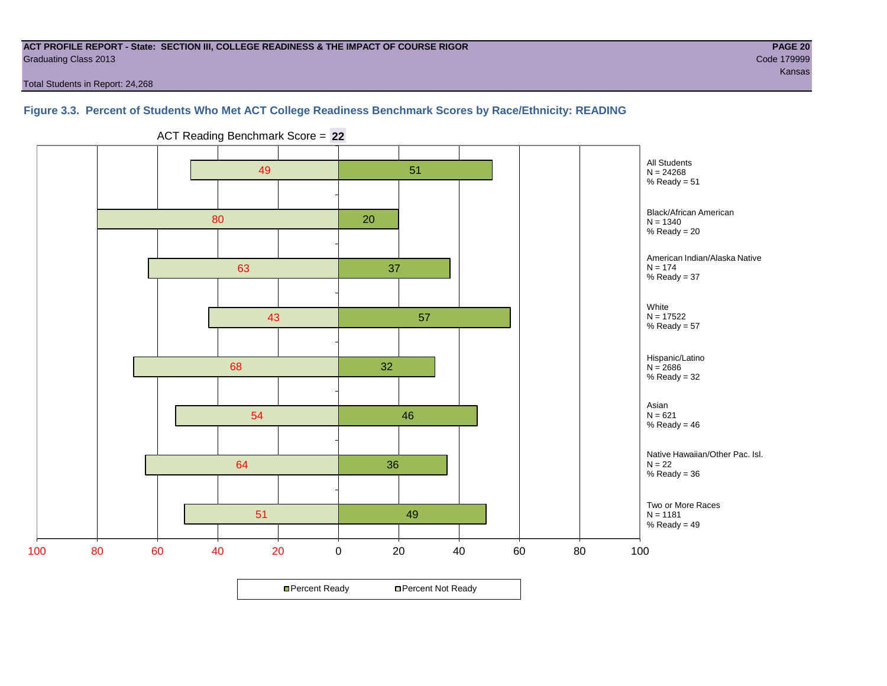**ACT PROFILE REPORT - State: SECTION III, COLLEGE READINESS & THE IMPACT OF COURSE RIGOR**
Graduating Class 2013

**PAGE 20**
Code 179999
Kansas

Total Students in Report: 24,268

### Figure 3.3. Percent of Students Who Met ACT College Readiness Benchmark Scores by Race/Ethnicity: READING

ACT Reading Benchmark Score = **22**

| Group | N | Percent Not Ready | Percent Ready |
|---|---|---|---|
| All Students | 24268 | 49 | 51 |
| Black/African American | 1340 | 80 | 20 |
| American Indian/Alaska Native | 174 | 63 | 37 |
| White | 17522 | 43 | 57 |
| Hispanic/Latino | 2686 | 68 | 32 |
| Asian | 621 | 54 | 46 |
| Native Hawaiian/Other Pac. Isl. | 22 | 64 | 36 |
| Two or More Races | 1181 | 51 | 49 |

All Students
N = 24268
% Ready = 51

Black/African American
N = 1340
% Ready = 20

American Indian/Alaska Native
N = 174
% Ready = 37

White
N = 17522
% Ready = 57

Hispanic/Latino
N = 2686
% Ready = 32

Asian
N = 621
% Ready = 46

Native Hawaiian/Other Pac. Isl.
N = 22
% Ready = 36

Two or More Races
N = 1181
% Ready = 49

Percent Ready  Percent Not Ready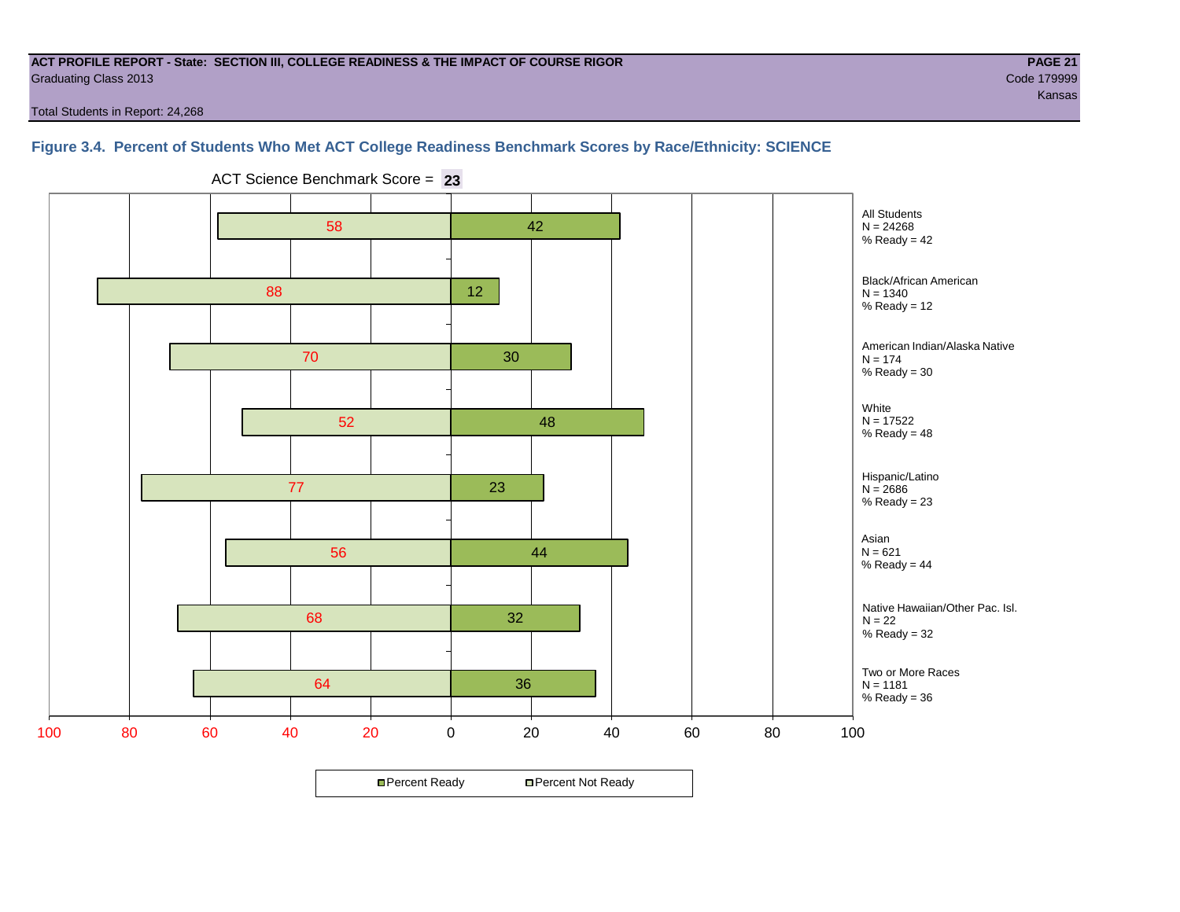**ACT PROFILE REPORT - State: SECTION III, COLLEGE READINESS & THE IMPACT OF COURSE RIGOR**
Graduating Class 2013
Code 179999
Kansas

Total Students in Report: 24,268

### Figure 3.4. Percent of Students Who Met ACT College Readiness Benchmark Scores by Race/Ethnicity: SCIENCE

ACT Science Benchmark Score = **23**

| Group | N | Percent Not Ready | Percent Ready |
|---|---|---|---|
| All Students | 24268 | 58 | 42 |
| Black/African American | 1340 | 88 | 12 |
| American Indian/Alaska Native | 174 | 70 | 30 |
| White | 17522 | 52 | 48 |
| Hispanic/Latino | 2686 | 77 | 23 |
| Asian | 621 | 56 | 44 |
| Native Hawaiian/Other Pac. Isl. | 22 | 68 | 32 |
| Two or More Races | 1181 | 64 | 36 |

■Percent Ready □Percent Not Ready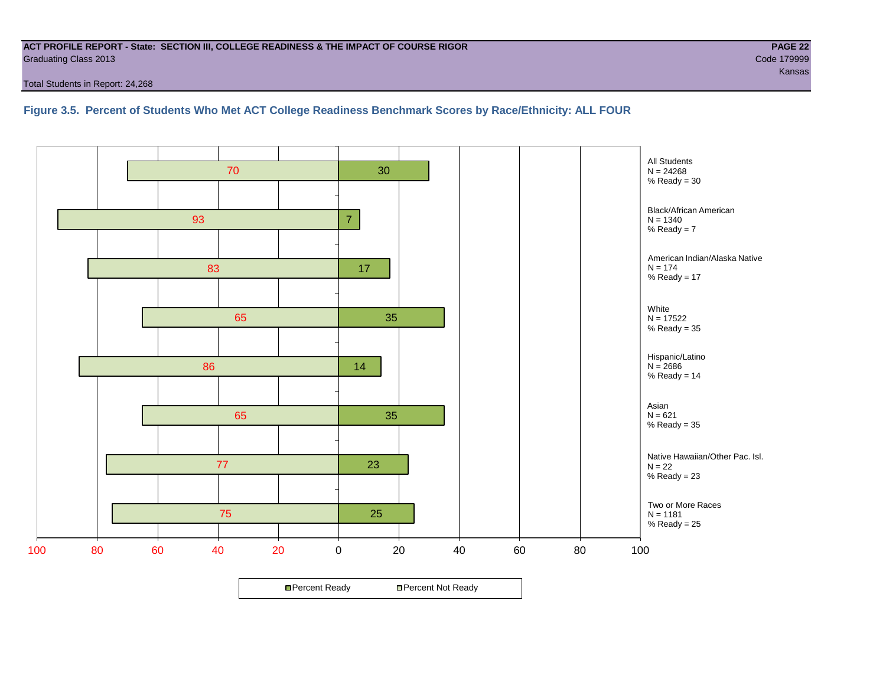**ACT PROFILE REPORT - State: SECTION III, COLLEGE READINESS & THE IMPACT OF COURSE RIGOR**
Graduating Class 2013

Code 179999
Kansas

Total Students in Report: 24,268

### Figure 3.5. Percent of Students Who Met ACT College Readiness Benchmark Scores by Race/Ethnicity: ALL FOUR

| Group | N | Percent Not Ready | Percent Ready |
|---|---|---|---|
| All Students | 24268 | 70 | 30 |
| Black/African American | 1340 | 93 | 7 |
| American Indian/Alaska Native | 174 | 83 | 17 |
| White | 17522 | 65 | 35 |
| Hispanic/Latino | 2686 | 86 | 14 |
| Asian | 621 | 65 | 35 |
| Native Hawaiian/Other Pac. Isl. | 22 | 77 | 23 |
| Two or More Races | 1181 | 75 | 25 |

Percent Ready | Percent Not Ready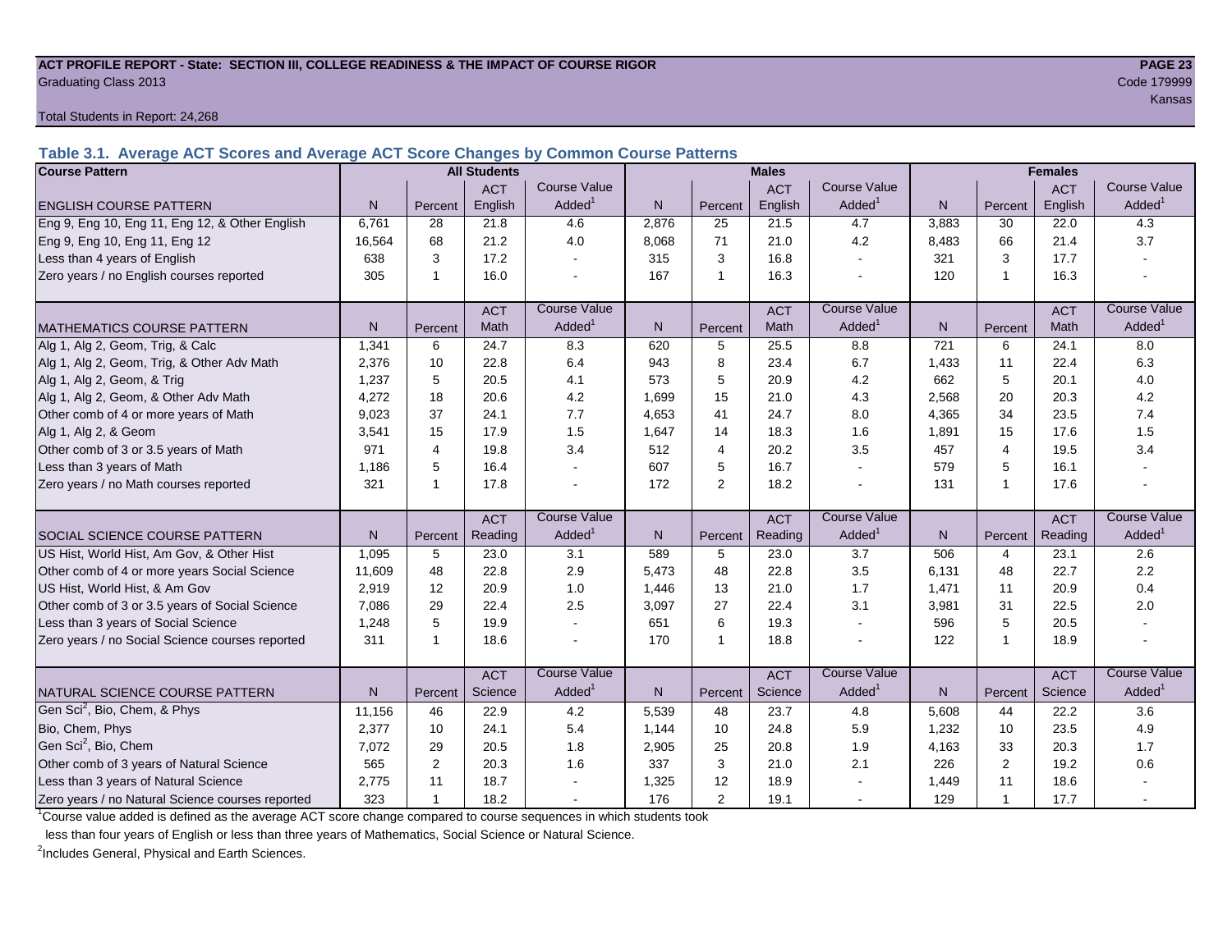**ACT PROFILE REPORT - State: SECTION III, COLLEGE READINESS & THE IMPACT OF COURSE RIGOR**
Graduating Class 2013

Code 179999
Kansas

Total Students in Report: 24,268

### Table 3.1. Average ACT Scores and Average ACT Score Changes by Common Course Patterns

| Course Pattern | All Students | | | | Males | | | | Females | | | |
|---|---|---|---|---|---|---|---|---|---|---|---|---|
| ENGLISH COURSE PATTERN | N | Percent | ACT English | Course Value Added[1] | N | Percent | ACT English | Course Value Added[1] | N | Percent | ACT English | Course Value Added[1] |
| Eng 9, Eng 10, Eng 11, Eng 12, & Other English | 6,761 | 28 | 21.8 | 4.6 | 2,876 | 25 | 21.5 | 4.7 | 3,883 | 30 | 22.0 | 4.3 |
| Eng 9, Eng 10, Eng 11, Eng 12 | 16,564 | 68 | 21.2 | 4.0 | 8,068 | 71 | 21.0 | 4.2 | 8,483 | 66 | 21.4 | 3.7 |
| Less than 4 years of English | 638 | 3 | 17.2 | - | 315 | 3 | 16.8 | - | 321 | 3 | 17.7 | - |
| Zero years / no English courses reported | 305 | 1 | 16.0 | - | 167 | 1 | 16.3 | - | 120 | 1 | 16.3 | - |
| MATHEMATICS COURSE PATTERN | N | Percent | ACT Math | Course Value Added[1] | N | Percent | ACT Math | Course Value Added[1] | N | Percent | ACT Math | Course Value Added[1] |
| Alg 1, Alg 2, Geom, Trig, & Calc | 1,341 | 6 | 24.7 | 8.3 | 620 | 5 | 25.5 | 8.8 | 721 | 6 | 24.1 | 8.0 |
| Alg 1, Alg 2, Geom, Trig, & Other Adv Math | 2,376 | 10 | 22.8 | 6.4 | 943 | 8 | 23.4 | 6.7 | 1,433 | 11 | 22.4 | 6.3 |
| Alg 1, Alg 2, Geom, & Trig | 1,237 | 5 | 20.5 | 4.1 | 573 | 5 | 20.9 | 4.2 | 662 | 5 | 20.1 | 4.0 |
| Alg 1, Alg 2, Geom, & Other Adv Math | 4,272 | 18 | 20.6 | 4.2 | 1,699 | 15 | 21.0 | 4.3 | 2,568 | 20 | 20.3 | 4.2 |
| Other comb of 4 or more years of Math | 9,023 | 37 | 24.1 | 7.7 | 4,653 | 41 | 24.7 | 8.0 | 4,365 | 34 | 23.5 | 7.4 |
| Alg 1, Alg 2, & Geom | 3,541 | 15 | 17.9 | 1.5 | 1,647 | 14 | 18.3 | 1.6 | 1,891 | 15 | 17.6 | 1.5 |
| Other comb of 3 or 3.5 years of Math | 971 | 4 | 19.8 | 3.4 | 512 | 4 | 20.2 | 3.5 | 457 | 4 | 19.5 | 3.4 |
| Less than 3 years of Math | 1,186 | 5 | 16.4 | - | 607 | 5 | 16.7 | - | 579 | 5 | 16.1 | - |
| Zero years / no Math courses reported | 321 | 1 | 17.8 | - | 172 | 2 | 18.2 | - | 131 | 1 | 17.6 | - |
| SOCIAL SCIENCE COURSE PATTERN | N | Percent | ACT Reading | Course Value Added[1] | N | Percent | ACT Reading | Course Value Added[1] | N | Percent | ACT Reading | Course Value Added[1] |
| US Hist, World Hist, Am Gov, & Other Hist | 1,095 | 5 | 23.0 | 3.1 | 589 | 5 | 23.0 | 3.7 | 506 | 4 | 23.1 | 2.6 |
| Other comb of 4 or more years Social Science | 11,609 | 48 | 22.8 | 2.9 | 5,473 | 48 | 22.8 | 3.5 | 6,131 | 48 | 22.7 | 2.2 |
| US Hist, World Hist, & Am Gov | 2,919 | 12 | 20.9 | 1.0 | 1,446 | 13 | 21.0 | 1.7 | 1,471 | 11 | 20.9 | 0.4 |
| Other comb of 3 or 3.5 years of Social Science | 7,086 | 29 | 22.4 | 2.5 | 3,097 | 27 | 22.4 | 3.1 | 3,981 | 31 | 22.5 | 2.0 |
| Less than 3 years of Social Science | 1,248 | 5 | 19.9 | - | 651 | 6 | 19.3 | - | 596 | 5 | 20.5 | - |
| Zero years / no Social Science courses reported | 311 | 1 | 18.6 | - | 170 | 1 | 18.8 | - | 122 | 1 | 18.9 | - |
| NATURAL SCIENCE COURSE PATTERN | N | Percent | ACT Science | Course Value Added[1] | N | Percent | ACT Science | Course Value Added[1] | N | Percent | ACT Science | Course Value Added[1] |
| Gen Sci[2], Bio, Chem, & Phys | 11,156 | 46 | 22.9 | 4.2 | 5,539 | 48 | 23.7 | 4.8 | 5,608 | 44 | 22.2 | 3.6 |
| Bio, Chem, Phys | 2,377 | 10 | 24.1 | 5.4 | 1,144 | 10 | 24.8 | 5.9 | 1,232 | 10 | 23.5 | 4.9 |
| Gen Sci[2], Bio, Chem | 7,072 | 29 | 20.5 | 1.8 | 2,905 | 25 | 20.8 | 1.9 | 4,163 | 33 | 20.3 | 1.7 |
| Other comb of 3 years of Natural Science | 565 | 2 | 20.3 | 1.6 | 337 | 3 | 21.0 | 2.1 | 226 | 2 | 19.2 | 0.6 |
| Less than 3 years of Natural Science | 2,775 | 11 | 18.7 | - | 1,325 | 12 | 18.9 | - | 1,449 | 11 | 18.6 | - |
| Zero years / no Natural Science courses reported | 323 | 1 | 18.2 | - | 176 | 2 | 19.1 | - | 129 | 1 | 17.7 | - |

[1]Course value added is defined as the average ACT score change compared to course sequences in which students took less than four years of English or less than three years of Mathematics, Social Science or Natural Science.

[2]Includes General, Physical and Earth Sciences.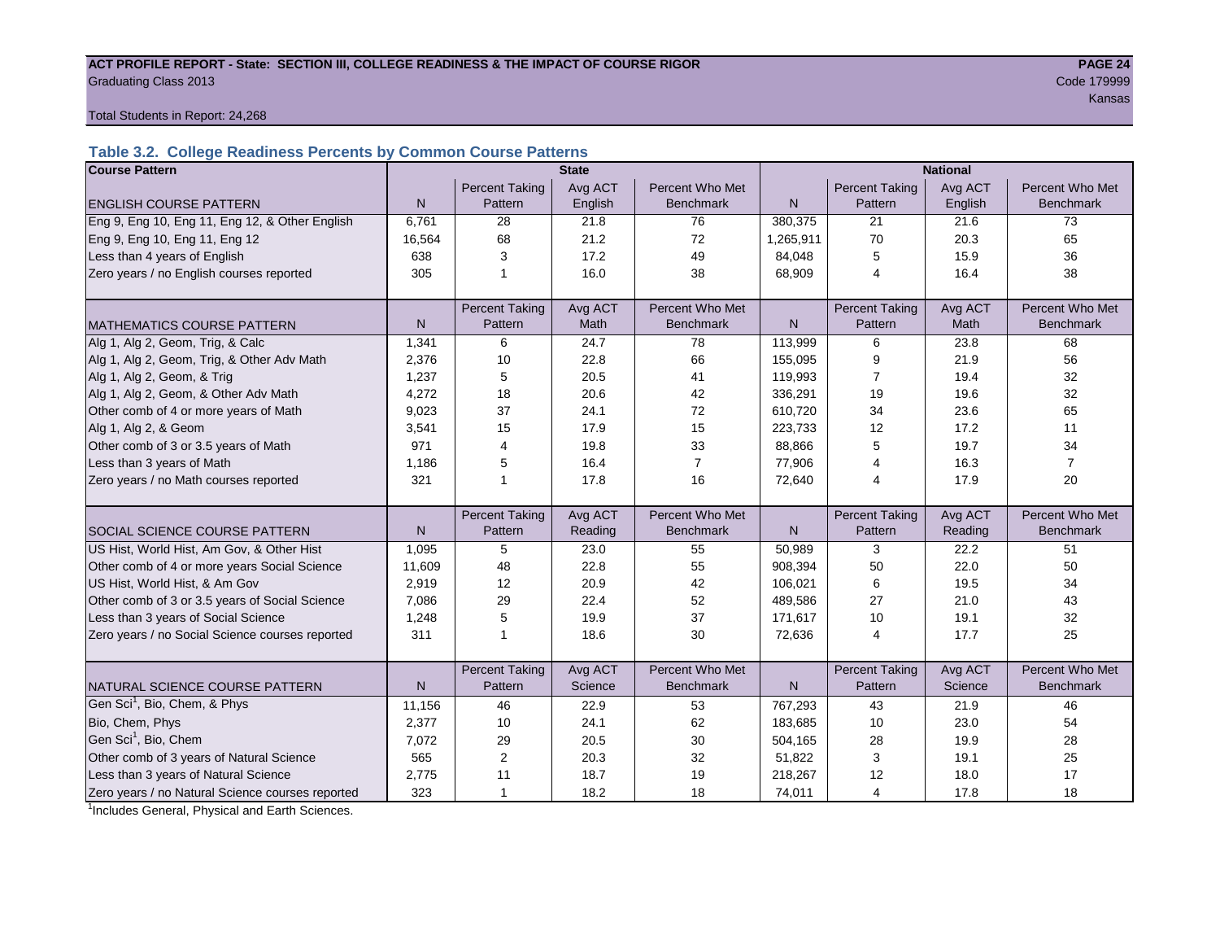**ACT PROFILE REPORT - State: SECTION III, COLLEGE READINESS & THE IMPACT OF COURSE RIGOR**
Graduating Class 2013
Code 179999
Kansas

Total Students in Report: 24,268

### Table 3.2. College Readiness Percents by Common Course Patterns

| Course Pattern | State | | | | National | | | |
|---|---|---|---|---|---|---|---|---|
| ENGLISH COURSE PATTERN | N | Percent Taking Pattern | Avg ACT English | Percent Who Met Benchmark | N | Percent Taking Pattern | Avg ACT English | Percent Who Met Benchmark |
| Eng 9, Eng 10, Eng 11, Eng 12, & Other English | 6,761 | 28 | 21.8 | 76 | 380,375 | 21 | 21.6 | 73 |
| Eng 9, Eng 10, Eng 11, Eng 12 | 16,564 | 68 | 21.2 | 72 | 1,265,911 | 70 | 20.3 | 65 |
| Less than 4 years of English | 638 | 3 | 17.2 | 49 | 84,048 | 5 | 15.9 | 36 |
| Zero years / no English courses reported | 305 | 1 | 16.0 | 38 | 68,909 | 4 | 16.4 | 38 |
| MATHEMATICS COURSE PATTERN | N | Percent Taking Pattern | Avg ACT Math | Percent Who Met Benchmark | N | Percent Taking Pattern | Avg ACT Math | Percent Who Met Benchmark |
| Alg 1, Alg 2, Geom, Trig, & Calc | 1,341 | 6 | 24.7 | 78 | 113,999 | 6 | 23.8 | 68 |
| Alg 1, Alg 2, Geom, Trig, & Other Adv Math | 2,376 | 10 | 22.8 | 66 | 155,095 | 9 | 21.9 | 56 |
| Alg 1, Alg 2, Geom, & Trig | 1,237 | 5 | 20.5 | 41 | 119,993 | 7 | 19.4 | 32 |
| Alg 1, Alg 2, Geom, & Other Adv Math | 4,272 | 18 | 20.6 | 42 | 336,291 | 19 | 19.6 | 32 |
| Other comb of 4 or more years of Math | 9,023 | 37 | 24.1 | 72 | 610,720 | 34 | 23.6 | 65 |
| Alg 1, Alg 2, & Geom | 3,541 | 15 | 17.9 | 15 | 223,733 | 12 | 17.2 | 11 |
| Other comb of 3 or 3.5 years of Math | 971 | 4 | 19.8 | 33 | 88,866 | 5 | 19.7 | 34 |
| Less than 3 years of Math | 1,186 | 5 | 16.4 | 7 | 77,906 | 4 | 16.3 | 7 |
| Zero years / no Math courses reported | 321 | 1 | 17.8 | 16 | 72,640 | 4 | 17.9 | 20 |
| SOCIAL SCIENCE COURSE PATTERN | N | Percent Taking Pattern | Avg ACT Reading | Percent Who Met Benchmark | N | Percent Taking Pattern | Avg ACT Reading | Percent Who Met Benchmark |
| US Hist, World Hist, Am Gov, & Other Hist | 1,095 | 5 | 23.0 | 55 | 50,989 | 3 | 22.2 | 51 |
| Other comb of 4 or more years Social Science | 11,609 | 48 | 22.8 | 55 | 908,394 | 50 | 22.0 | 50 |
| US Hist, World Hist, & Am Gov | 2,919 | 12 | 20.9 | 42 | 106,021 | 6 | 19.5 | 34 |
| Other comb of 3 or 3.5 years of Social Science | 7,086 | 29 | 22.4 | 52 | 489,586 | 27 | 21.0 | 43 |
| Less than 3 years of Social Science | 1,248 | 5 | 19.9 | 37 | 171,617 | 10 | 19.1 | 32 |
| Zero years / no Social Science courses reported | 311 | 1 | 18.6 | 30 | 72,636 | 4 | 17.7 | 25 |
| NATURAL SCIENCE COURSE PATTERN | N | Percent Taking Pattern | Avg ACT Science | Percent Who Met Benchmark | N | Percent Taking Pattern | Avg ACT Science | Percent Who Met Benchmark |
| Gen Sci[1], Bio, Chem, & Phys | 11,156 | 46 | 22.9 | 53 | 767,293 | 43 | 21.9 | 46 |
| Bio, Chem, Phys | 2,377 | 10 | 24.1 | 62 | 183,685 | 10 | 23.0 | 54 |
| Gen Sci[1], Bio, Chem | 7,072 | 29 | 20.5 | 30 | 504,165 | 28 | 19.9 | 28 |
| Other comb of 3 years of Natural Science | 565 | 2 | 20.3 | 32 | 51,822 | 3 | 19.1 | 25 |
| Less than 3 years of Natural Science | 2,775 | 11 | 18.7 | 19 | 218,267 | 12 | 18.0 | 17 |
| Zero years / no Natural Science courses reported | 323 | 1 | 18.2 | 18 | 74,011 | 4 | 17.8 | 18 |

[1]Includes General, Physical and Earth Sciences.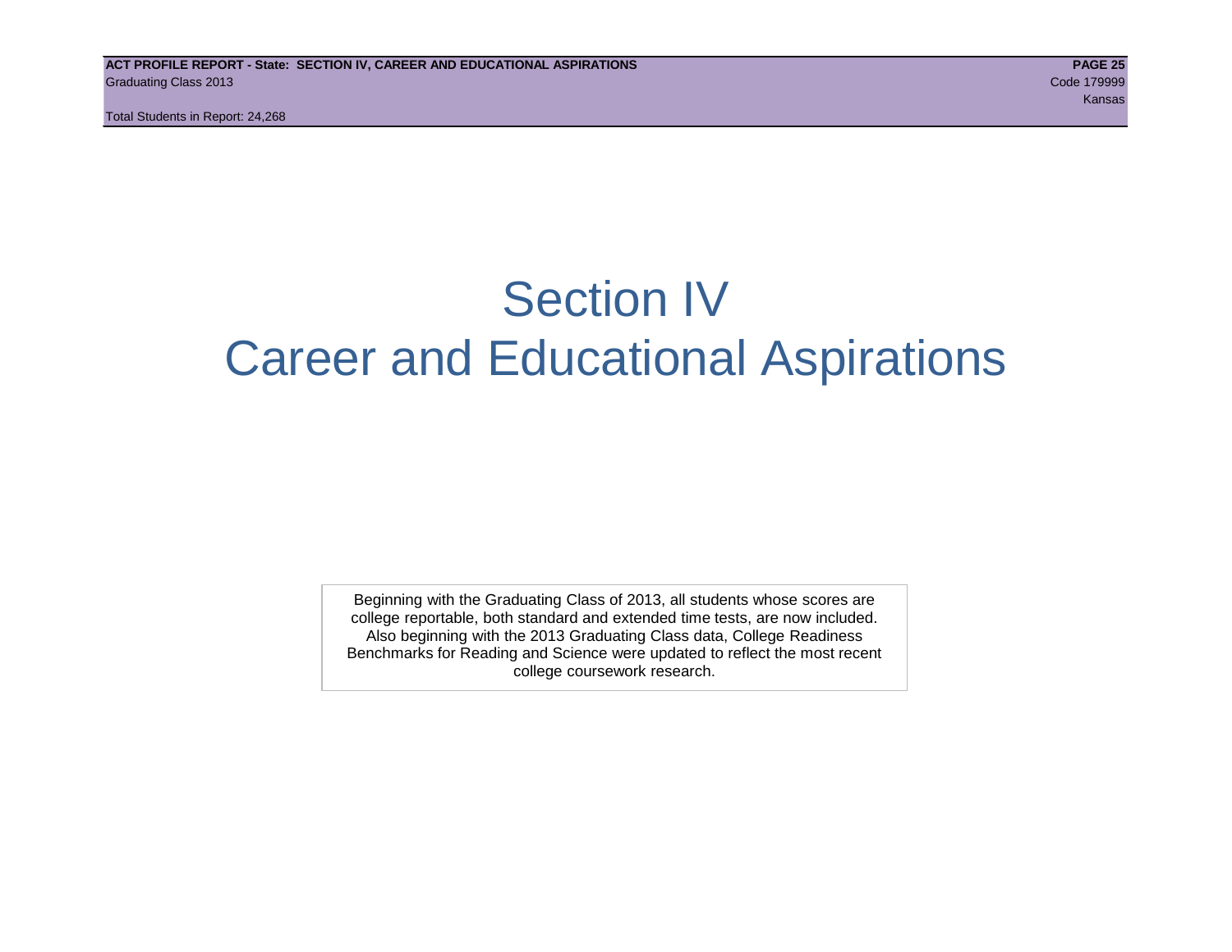# Section IV
# Career and Educational Aspirations

Beginning with the Graduating Class of 2013, all students whose scores are college reportable, both standard and extended time tests, are now included. Also beginning with the 2013 Graduating Class data, College Readiness Benchmarks for Reading and Science were updated to reflect the most recent college coursework research.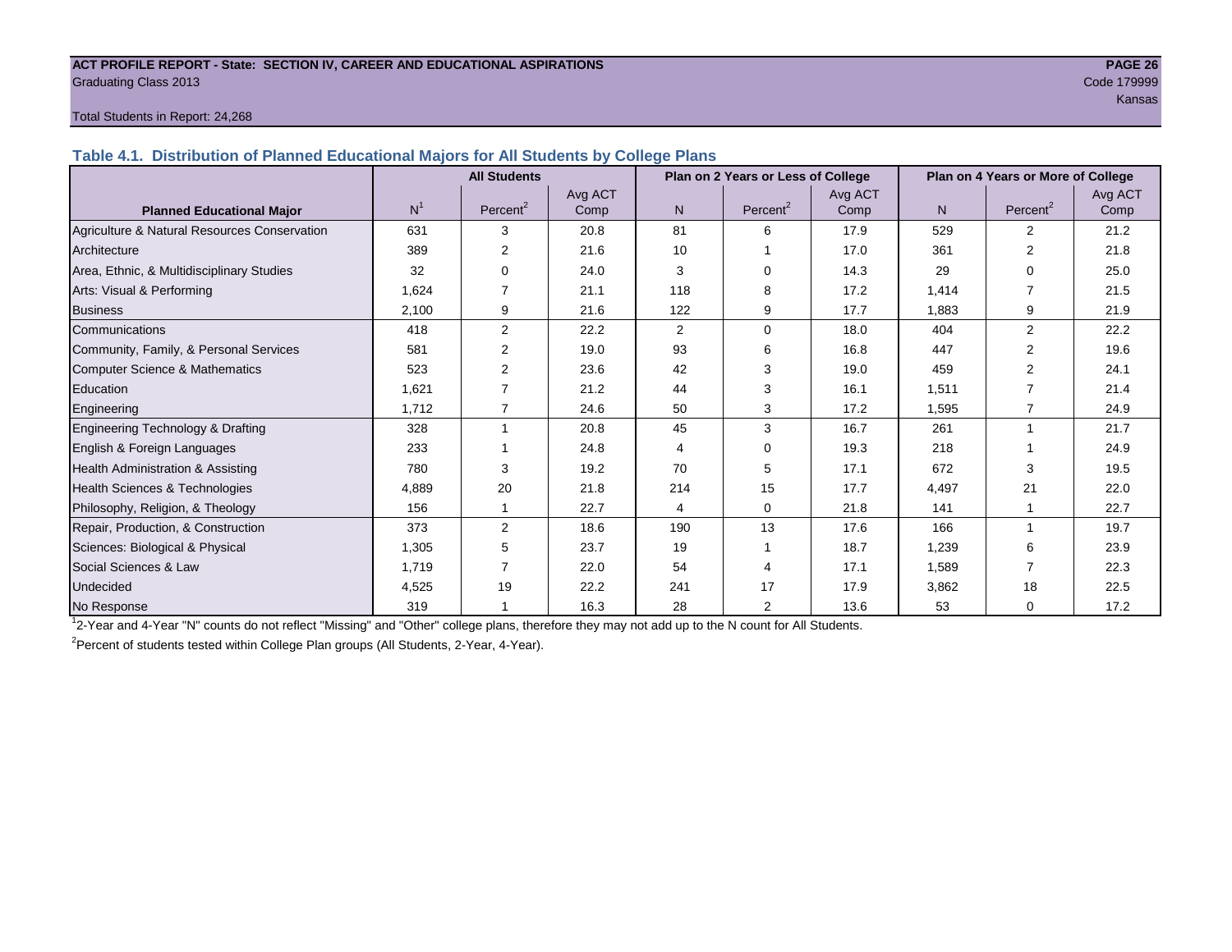**ACT PROFILE REPORT - State: SECTION IV, CAREER AND EDUCATIONAL ASPIRATIONS**
Graduating Class 2013
Code 179999
Kansas

Total Students in Report: 24,268

## Table 4.1. Distribution of Planned Educational Majors for All Students by College Plans

| Planned Educational Major | All Students | | | Plan on 2 Years or Less of College | | | Plan on 4 Years or More of College | | |
|---|---|---|---|---|---|---|---|---|---|
| | N[1] | Percent[2] | Avg ACT Comp | N | Percent[2] | Avg ACT Comp | N | Percent[2] | Avg ACT Comp |
| Agriculture & Natural Resources Conservation | 631 | 3 | 20.8 | 81 | 6 | 17.9 | 529 | 2 | 21.2 |
| Architecture | 389 | 2 | 21.6 | 10 | 1 | 17.0 | 361 | 2 | 21.8 |
| Area, Ethnic, & Multidisciplinary Studies | 32 | 0 | 24.0 | 3 | 0 | 14.3 | 29 | 0 | 25.0 |
| Arts: Visual & Performing | 1,624 | 7 | 21.1 | 118 | 8 | 17.2 | 1,414 | 7 | 21.5 |
| Business | 2,100 | 9 | 21.6 | 122 | 9 | 17.7 | 1,883 | 9 | 21.9 |
| Communications | 418 | 2 | 22.2 | 2 | 0 | 18.0 | 404 | 2 | 22.2 |
| Community, Family, & Personal Services | 581 | 2 | 19.0 | 93 | 6 | 16.8 | 447 | 2 | 19.6 |
| Computer Science & Mathematics | 523 | 2 | 23.6 | 42 | 3 | 19.0 | 459 | 2 | 24.1 |
| Education | 1,621 | 7 | 21.2 | 44 | 3 | 16.1 | 1,511 | 7 | 21.4 |
| Engineering | 1,712 | 7 | 24.6 | 50 | 3 | 17.2 | 1,595 | 7 | 24.9 |
| Engineering Technology & Drafting | 328 | 1 | 20.8 | 45 | 3 | 16.7 | 261 | 1 | 21.7 |
| English & Foreign Languages | 233 | 1 | 24.8 | 4 | 0 | 19.3 | 218 | 1 | 24.9 |
| Health Administration & Assisting | 780 | 3 | 19.2 | 70 | 5 | 17.1 | 672 | 3 | 19.5 |
| Health Sciences & Technologies | 4,889 | 20 | 21.8 | 214 | 15 | 17.7 | 4,497 | 21 | 22.0 |
| Philosophy, Religion, & Theology | 156 | 1 | 22.7 | 4 | 0 | 21.8 | 141 | 1 | 22.7 |
| Repair, Production, & Construction | 373 | 2 | 18.6 | 190 | 13 | 17.6 | 166 | 1 | 19.7 |
| Sciences: Biological & Physical | 1,305 | 5 | 23.7 | 19 | 1 | 18.7 | 1,239 | 6 | 23.9 |
| Social Sciences & Law | 1,719 | 7 | 22.0 | 54 | 4 | 17.1 | 1,589 | 7 | 22.3 |
| Undecided | 4,525 | 19 | 22.2 | 241 | 17 | 17.9 | 3,862 | 18 | 22.5 |
| No Response | 319 | 1 | 16.3 | 28 | 2 | 13.6 | 53 | 0 | 17.2 |

[1]2-Year and 4-Year "N" counts do not reflect "Missing" and "Other" college plans, therefore they may not add up to the N count for All Students.

[2]Percent of students tested within College Plan groups (All Students, 2-Year, 4-Year).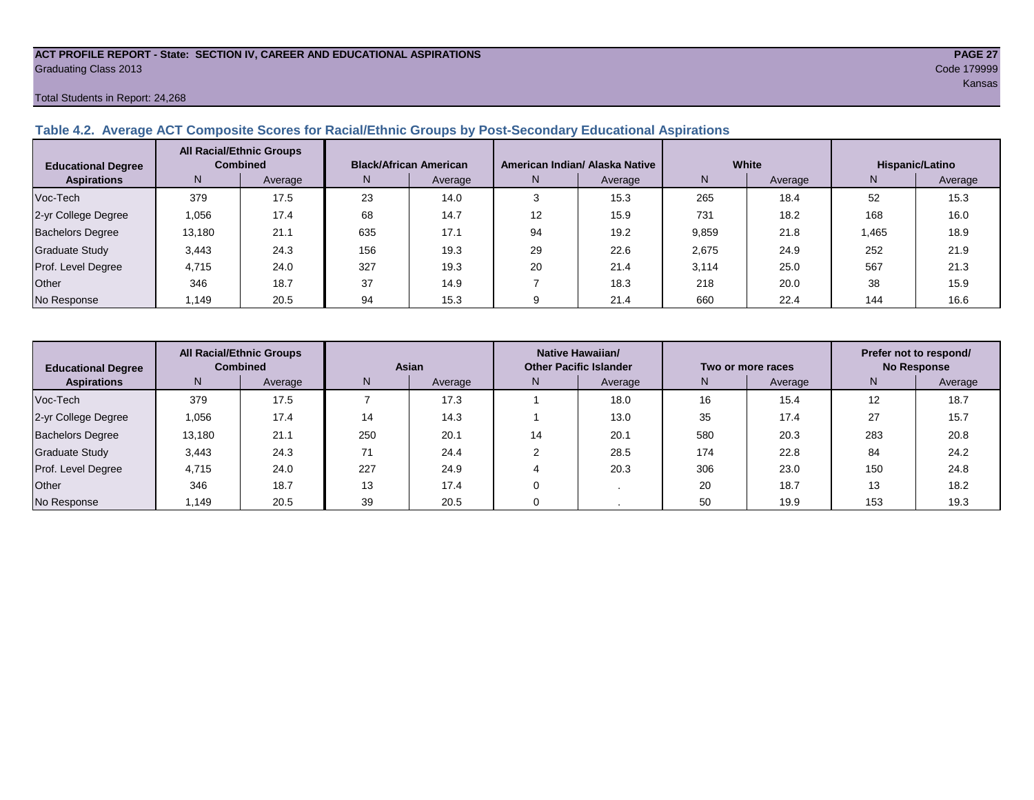**ACT PROFILE REPORT - State: SECTION IV, CAREER AND EDUCATIONAL ASPIRATIONS**
Graduating Class 2013
Code 179999
Kansas

Total Students in Report: 24,268

### Table 4.2. Average ACT Composite Scores for Racial/Ethnic Groups by Post-Secondary Educational Aspirations

| Educational Degree Aspirations | All Racial/Ethnic Groups Combined | | Black/African American | | American Indian/ Alaska Native | | White | | Hispanic/Latino | |
|---|---|---|---|---|---|---|---|---|---|---|
| | N | Average | N | Average | N | Average | N | Average | N | Average |
| Voc-Tech | 379 | 17.5 | 23 | 14.0 | 3 | 15.3 | 265 | 18.4 | 52 | 15.3 |
| 2-yr College Degree | 1,056 | 17.4 | 68 | 14.7 | 12 | 15.9 | 731 | 18.2 | 168 | 16.0 |
| Bachelors Degree | 13,180 | 21.1 | 635 | 17.1 | 94 | 19.2 | 9,859 | 21.8 | 1,465 | 18.9 |
| Graduate Study | 3,443 | 24.3 | 156 | 19.3 | 29 | 22.6 | 2,675 | 24.9 | 252 | 21.9 |
| Prof. Level Degree | 4,715 | 24.0 | 327 | 19.3 | 20 | 21.4 | 3,114 | 25.0 | 567 | 21.3 |
| Other | 346 | 18.7 | 37 | 14.9 | 7 | 18.3 | 218 | 20.0 | 38 | 15.9 |
| No Response | 1,149 | 20.5 | 94 | 15.3 | 9 | 21.4 | 660 | 22.4 | 144 | 16.6 |

| Educational Degree Aspirations | All Racial/Ethnic Groups Combined | | Asian | | Native Hawaiian/ Other Pacific Islander | | Two or more races | | Prefer not to respond/ No Response | |
|---|---|---|---|---|---|---|---|---|---|---|
| | N | Average | N | Average | N | Average | N | Average | N | Average |
| Voc-Tech | 379 | 17.5 | 7 | 17.3 | 1 | 18.0 | 16 | 15.4 | 12 | 18.7 |
| 2-yr College Degree | 1,056 | 17.4 | 14 | 14.3 | 1 | 13.0 | 35 | 17.4 | 27 | 15.7 |
| Bachelors Degree | 13,180 | 21.1 | 250 | 20.1 | 14 | 20.1 | 580 | 20.3 | 283 | 20.8 |
| Graduate Study | 3,443 | 24.3 | 71 | 24.4 | 2 | 28.5 | 174 | 22.8 | 84 | 24.2 |
| Prof. Level Degree | 4,715 | 24.0 | 227 | 24.9 | 4 | 20.3 | 306 | 23.0 | 150 | 24.8 |
| Other | 346 | 18.7 | 13 | 17.4 | 0 | . | 20 | 18.7 | 13 | 18.2 |
| No Response | 1,149 | 20.5 | 39 | 20.5 | 0 | . | 50 | 19.9 | 153 | 19.3 |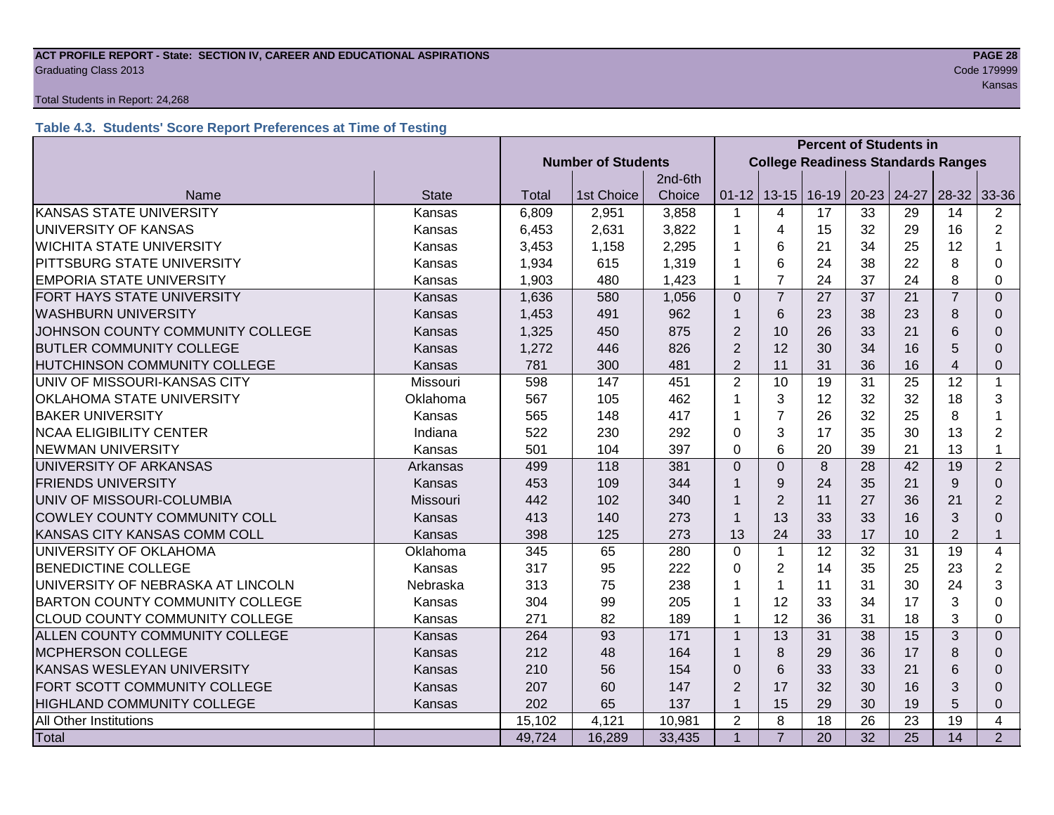Total Students in Report: 24,268

### Table 4.3. Students' Score Report Preferences at Time of Testing

| Name | State | Number of Students | | | Percent of Students in College Readiness Standards Ranges | | | | | | |
|---|---|---|---|---|---|---|---|---|---|---|---|
| | | Total | 1st Choice | 2nd-6th Choice | 01-12 | 13-15 | 16-19 | 20-23 | 24-27 | 28-32 | 33-36 |
| KANSAS STATE UNIVERSITY | Kansas | 6,809 | 2,951 | 3,858 | 1 | 4 | 17 | 33 | 29 | 14 | 2 |
| UNIVERSITY OF KANSAS | Kansas | 6,453 | 2,631 | 3,822 | 1 | 4 | 15 | 32 | 29 | 16 | 2 |
| WICHITA STATE UNIVERSITY | Kansas | 3,453 | 1,158 | 2,295 | 1 | 6 | 21 | 34 | 25 | 12 | 1 |
| PITTSBURG STATE UNIVERSITY | Kansas | 1,934 | 615 | 1,319 | 1 | 6 | 24 | 38 | 22 | 8 | 0 |
| EMPORIA STATE UNIVERSITY | Kansas | 1,903 | 480 | 1,423 | 1 | 7 | 24 | 37 | 24 | 8 | 0 |
| FORT HAYS STATE UNIVERSITY | Kansas | 1,636 | 580 | 1,056 | 0 | 7 | 27 | 37 | 21 | 7 | 0 |
| WASHBURN UNIVERSITY | Kansas | 1,453 | 491 | 962 | 1 | 6 | 23 | 38 | 23 | 8 | 0 |
| JOHNSON COUNTY COMMUNITY COLLEGE | Kansas | 1,325 | 450 | 875 | 2 | 10 | 26 | 33 | 21 | 6 | 0 |
| BUTLER COMMUNITY COLLEGE | Kansas | 1,272 | 446 | 826 | 2 | 12 | 30 | 34 | 16 | 5 | 0 |
| HUTCHINSON COMMUNITY COLLEGE | Kansas | 781 | 300 | 481 | 2 | 11 | 31 | 36 | 16 | 4 | 0 |
| UNIV OF MISSOURI-KANSAS CITY | Missouri | 598 | 147 | 451 | 2 | 10 | 19 | 31 | 25 | 12 | 1 |
| OKLAHOMA STATE UNIVERSITY | Oklahoma | 567 | 105 | 462 | 1 | 3 | 12 | 32 | 32 | 18 | 3 |
| BAKER UNIVERSITY | Kansas | 565 | 148 | 417 | 1 | 7 | 26 | 32 | 25 | 8 | 1 |
| NCAA ELIGIBILITY CENTER | Indiana | 522 | 230 | 292 | 0 | 3 | 17 | 35 | 30 | 13 | 2 |
| NEWMAN UNIVERSITY | Kansas | 501 | 104 | 397 | 0 | 6 | 20 | 39 | 21 | 13 | 1 |
| UNIVERSITY OF ARKANSAS | Arkansas | 499 | 118 | 381 | 0 | 0 | 8 | 28 | 42 | 19 | 2 |
| FRIENDS UNIVERSITY | Kansas | 453 | 109 | 344 | 1 | 9 | 24 | 35 | 21 | 9 | 0 |
| UNIV OF MISSOURI-COLUMBIA | Missouri | 442 | 102 | 340 | 1 | 2 | 11 | 27 | 36 | 21 | 2 |
| COWLEY COUNTY COMMUNITY COLL | Kansas | 413 | 140 | 273 | 1 | 13 | 33 | 33 | 16 | 3 | 0 |
| KANSAS CITY KANSAS COMM COLL | Kansas | 398 | 125 | 273 | 13 | 24 | 33 | 17 | 10 | 2 | 1 |
| UNIVERSITY OF OKLAHOMA | Oklahoma | 345 | 65 | 280 | 0 | 1 | 12 | 32 | 31 | 19 | 4 |
| BENEDICTINE COLLEGE | Kansas | 317 | 95 | 222 | 0 | 2 | 14 | 35 | 25 | 23 | 2 |
| UNIVERSITY OF NEBRASKA AT LINCOLN | Nebraska | 313 | 75 | 238 | 1 | 1 | 11 | 31 | 30 | 24 | 3 |
| BARTON COUNTY COMMUNITY COLLEGE | Kansas | 304 | 99 | 205 | 1 | 12 | 33 | 34 | 17 | 3 | 0 |
| CLOUD COUNTY COMMUNITY COLLEGE | Kansas | 271 | 82 | 189 | 1 | 12 | 36 | 31 | 18 | 3 | 0 |
| ALLEN COUNTY COMMUNITY COLLEGE | Kansas | 264 | 93 | 171 | 1 | 13 | 31 | 38 | 15 | 3 | 0 |
| MCPHERSON COLLEGE | Kansas | 212 | 48 | 164 | 1 | 8 | 29 | 36 | 17 | 8 | 0 |
| KANSAS WESLEYAN UNIVERSITY | Kansas | 210 | 56 | 154 | 0 | 6 | 33 | 33 | 21 | 6 | 0 |
| FORT SCOTT COMMUNITY COLLEGE | Kansas | 207 | 60 | 147 | 2 | 17 | 32 | 30 | 16 | 3 | 0 |
| HIGHLAND COMMUNITY COLLEGE | Kansas | 202 | 65 | 137 | 1 | 15 | 29 | 30 | 19 | 5 | 0 |
| All Other Institutions | | 15,102 | 4,121 | 10,981 | 2 | 8 | 18 | 26 | 23 | 19 | 4 |
| Total | | 49,724 | 16,289 | 33,435 | 1 | 7 | 20 | 32 | 25 | 14 | 2 |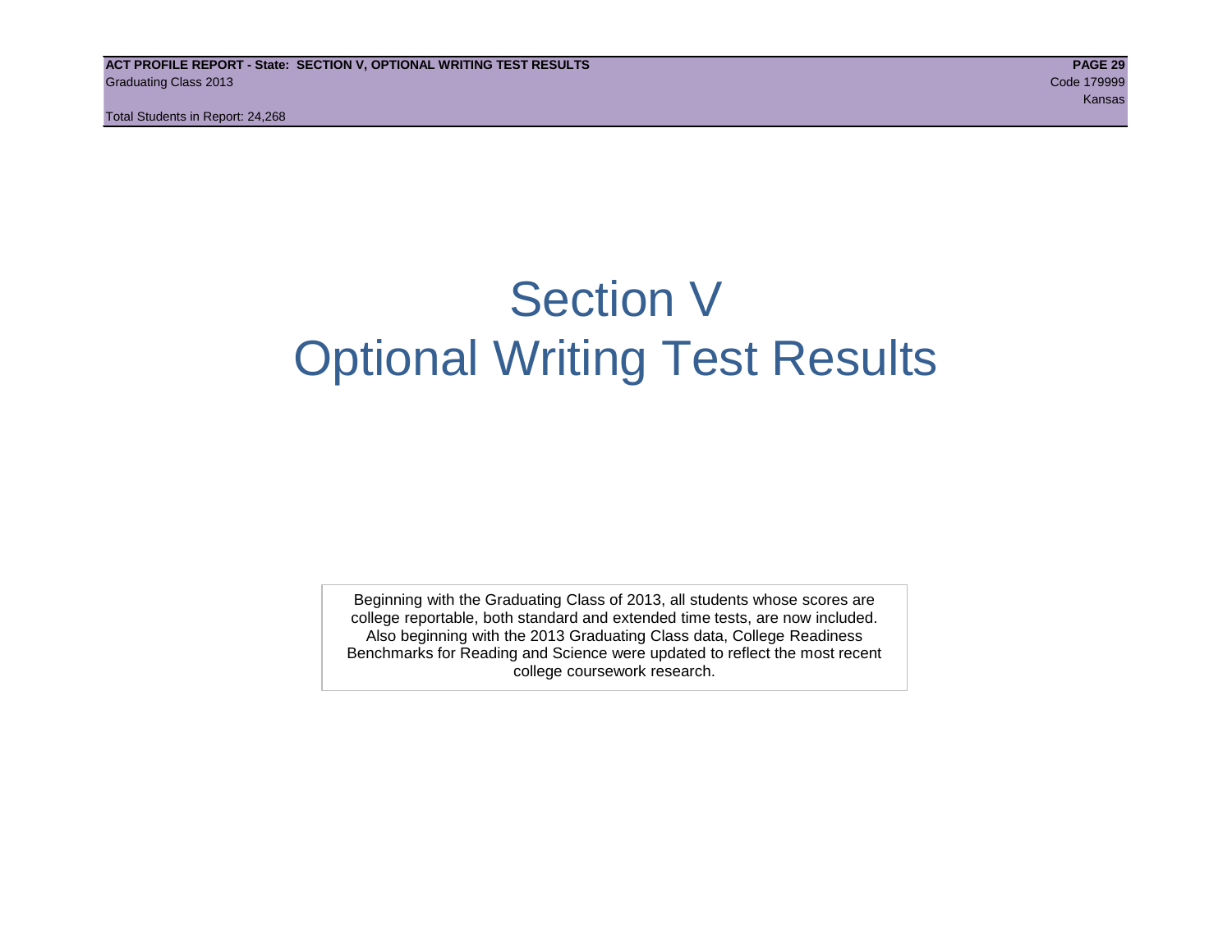# Section V
# Optional Writing Test Results

Beginning with the Graduating Class of 2013, all students whose scores are college reportable, both standard and extended time tests, are now included. Also beginning with the 2013 Graduating Class data, College Readiness Benchmarks for Reading and Science were updated to reflect the most recent college coursework research.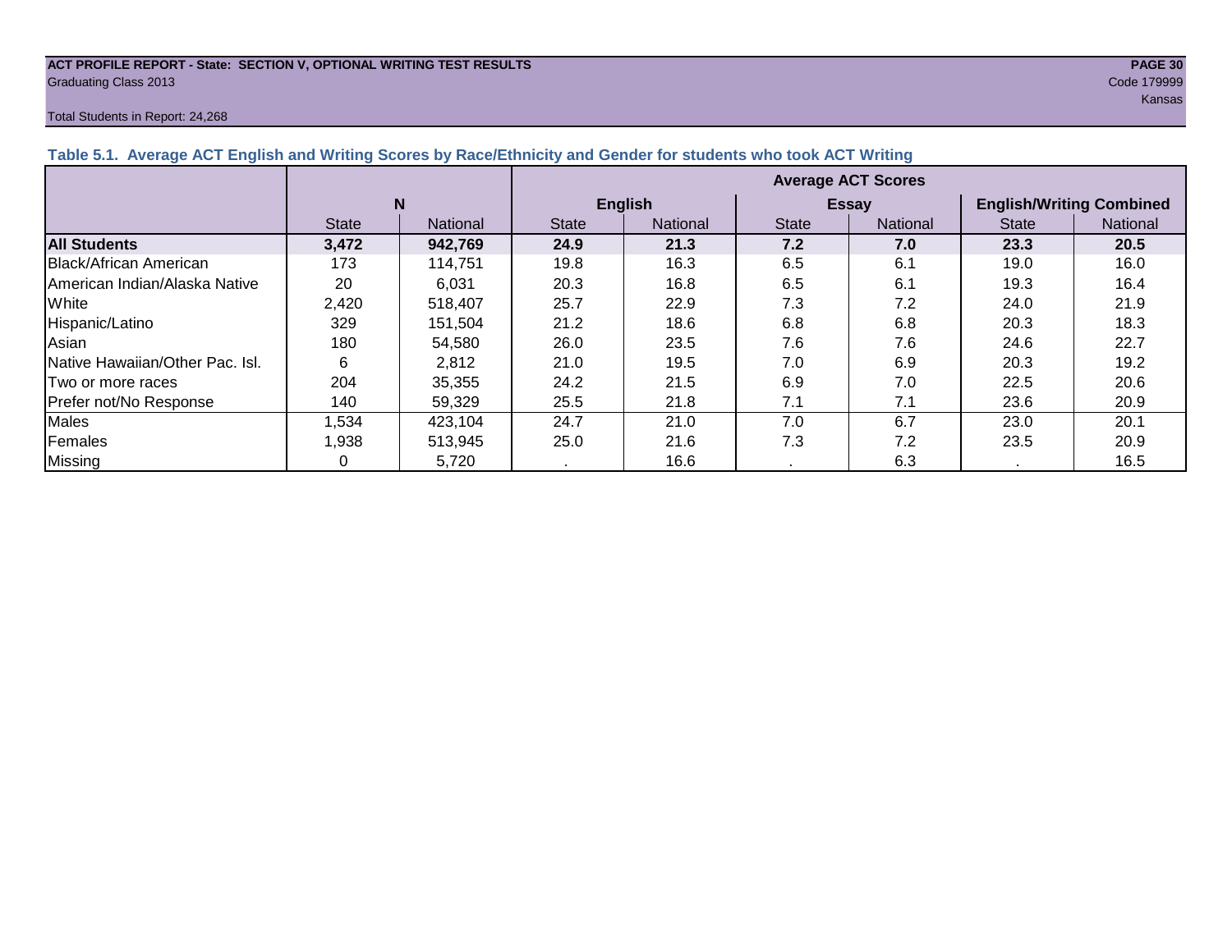**ACT PROFILE REPORT - State: SECTION V, OPTIONAL WRITING TEST RESULTS**
Graduating Class 2013

Code 179999
Kansas

Total Students in Report: 24,268

### Table 5.1. Average ACT English and Writing Scores by Race/Ethnicity and Gender for students who took ACT Writing

| | N | | Average ACT Scores | | | | | |
|---|---|---|---|---|---|---|---|---|
| | | | English | | Essay | | English/Writing Combined | |
| | State | National | State | National | State | National | State | National |
| **All Students** | **3,472** | **942,769** | **24.9** | **21.3** | **7.2** | **7.0** | **23.3** | **20.5** |
| Black/African American | 173 | 114,751 | 19.8 | 16.3 | 6.5 | 6.1 | 19.0 | 16.0 |
| American Indian/Alaska Native | 20 | 6,031 | 20.3 | 16.8 | 6.5 | 6.1 | 19.3 | 16.4 |
| White | 2,420 | 518,407 | 25.7 | 22.9 | 7.3 | 7.2 | 24.0 | 21.9 |
| Hispanic/Latino | 329 | 151,504 | 21.2 | 18.6 | 6.8 | 6.8 | 20.3 | 18.3 |
| Asian | 180 | 54,580 | 26.0 | 23.5 | 7.6 | 7.6 | 24.6 | 22.7 |
| Native Hawaiian/Other Pac. Isl. | 6 | 2,812 | 21.0 | 19.5 | 7.0 | 6.9 | 20.3 | 19.2 |
| Two or more races | 204 | 35,355 | 24.2 | 21.5 | 6.9 | 7.0 | 22.5 | 20.6 |
| Prefer not/No Response | 140 | 59,329 | 25.5 | 21.8 | 7.1 | 7.1 | 23.6 | 20.9 |
| Males | 1,534 | 423,104 | 24.7 | 21.0 | 7.0 | 6.7 | 23.0 | 20.1 |
| Females | 1,938 | 513,945 | 25.0 | 21.6 | 7.3 | 7.2 | 23.5 | 20.9 |
| Missing | 0 | 5,720 | . | 16.6 | . | 6.3 | . | 16.5 |